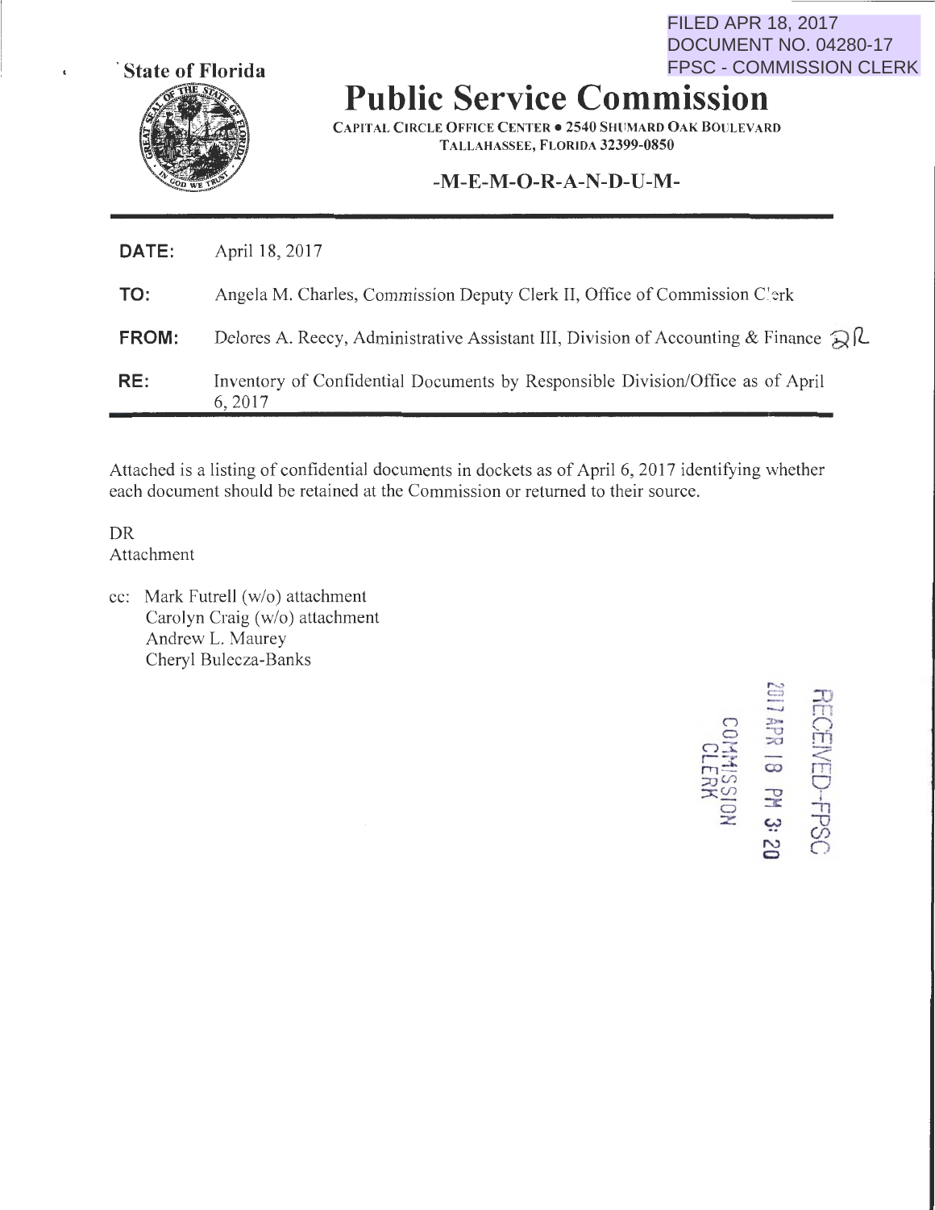FILED APR 18, 2017
DOCUMENT NO. 04280-17
FPSC - COMMISSION CLERK

State of Florida

# Public Service Commission

CAPITAL CIRCLE OFFICE CENTER • 2540 SHUMARD OAK BOULEVARD
TALLAHASSEE, FLORIDA 32399-0850

-M-E-M-O-R-A-N-D-U-M-

| | |
|---|---|
| **DATE:** | April 18, 2017 |
| **TO:** | Angela M. Charles, Commission Deputy Clerk II, Office of Commission Clerk |
| **FROM:** | Delores A. Reecy, Administrative Assistant III, Division of Accounting & Finance |
| **RE:** | Inventory of Confidential Documents by Responsible Division/Office as of April 6, 2017 |

Attached is a listing of confidential documents in dockets as of April 6, 2017 identifying whether each document should be retained at the Commission or returned to their source.

DR
Attachment

cc: Mark Futrell (w/o) attachment
Carolyn Craig (w/o) attachment
Andrew L. Maurey
Cheryl Bulecza-Banks

RECEIVED-FPSC
2017 APR 18 PM 3:20
COMMISSION CLERK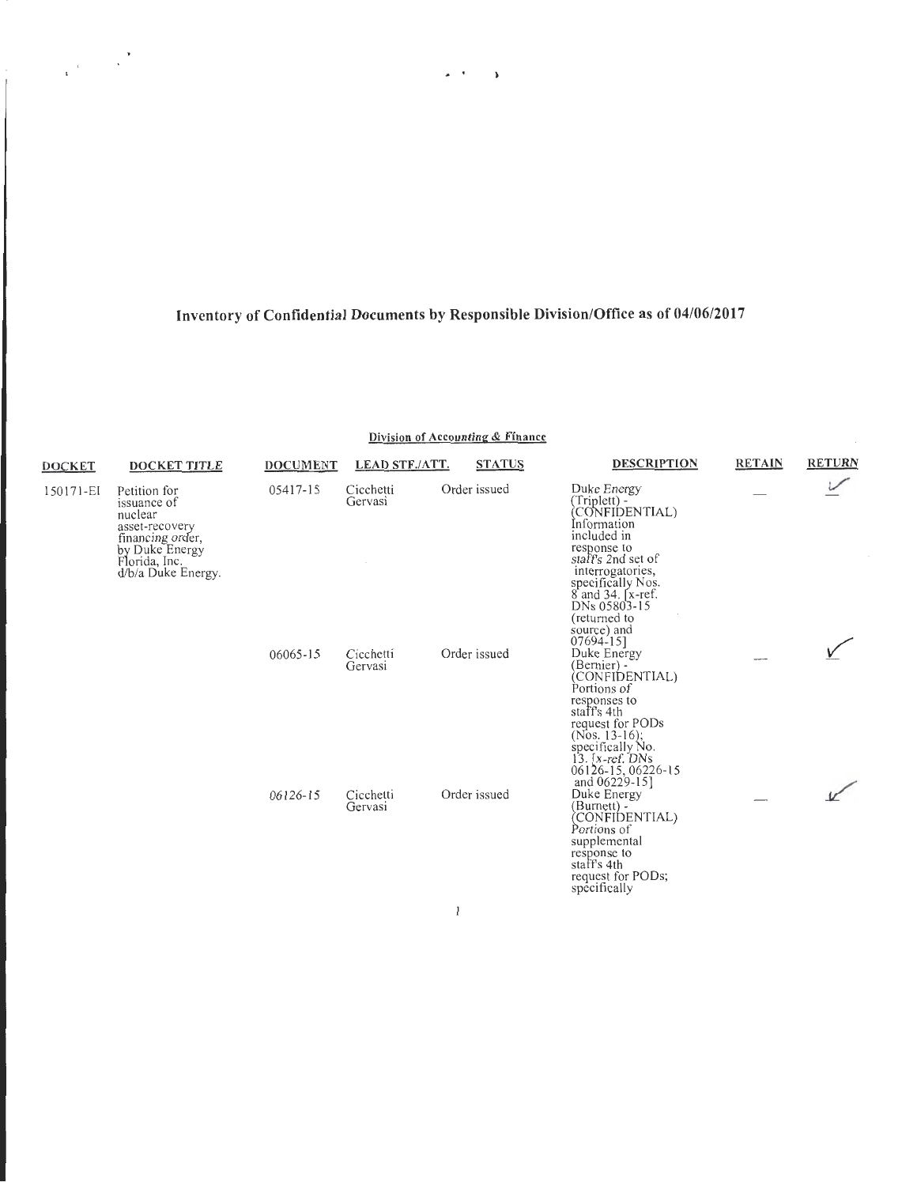# Inventory of Confidential Documents by Responsible Division/Office as of 04/06/2017

## Division of Accounting & Finance

| DOCKET | DOCKET TITLE | DOCUMENT | LEAD STF./ATT. | STATUS | DESCRIPTION | RETAIN | RETURN |
|---|---|---|---|---|---|---|---|
| 150171-EI | Petition for issuance of nuclear asset-recovery financing order, by Duke Energy Florida, Inc. d/b/a Duke Energy. | 05417-15 | Cicchetti Gervasi | Order issued | Duke Energy (Triplett) - (CONFIDENTIAL) Information included in response to staff's 2nd set of interrogatories, specifically Nos. 8 and 34. [x-ref. DNs 05803-15 (returned to source) and 07694-15] | — | ✓ |
| | | 06065-15 | Cicchetti Gervasi | Order issued | Duke Energy (Bernier) - (CONFIDENTIAL) Portions of responses to staff's 4th request for PODs (Nos. 13-16); specifically No. 13. [x-ref. DNs 06126-15, 06226-15 and 06229-15] | — | ✓ |
| | | 06126-15 | Cicchetti Gervasi | Order issued | Duke Energy (Burnett) - (CONFIDENTIAL) Portions of supplemental response to staff's 4th request for PODs; specifically | — | ✓ |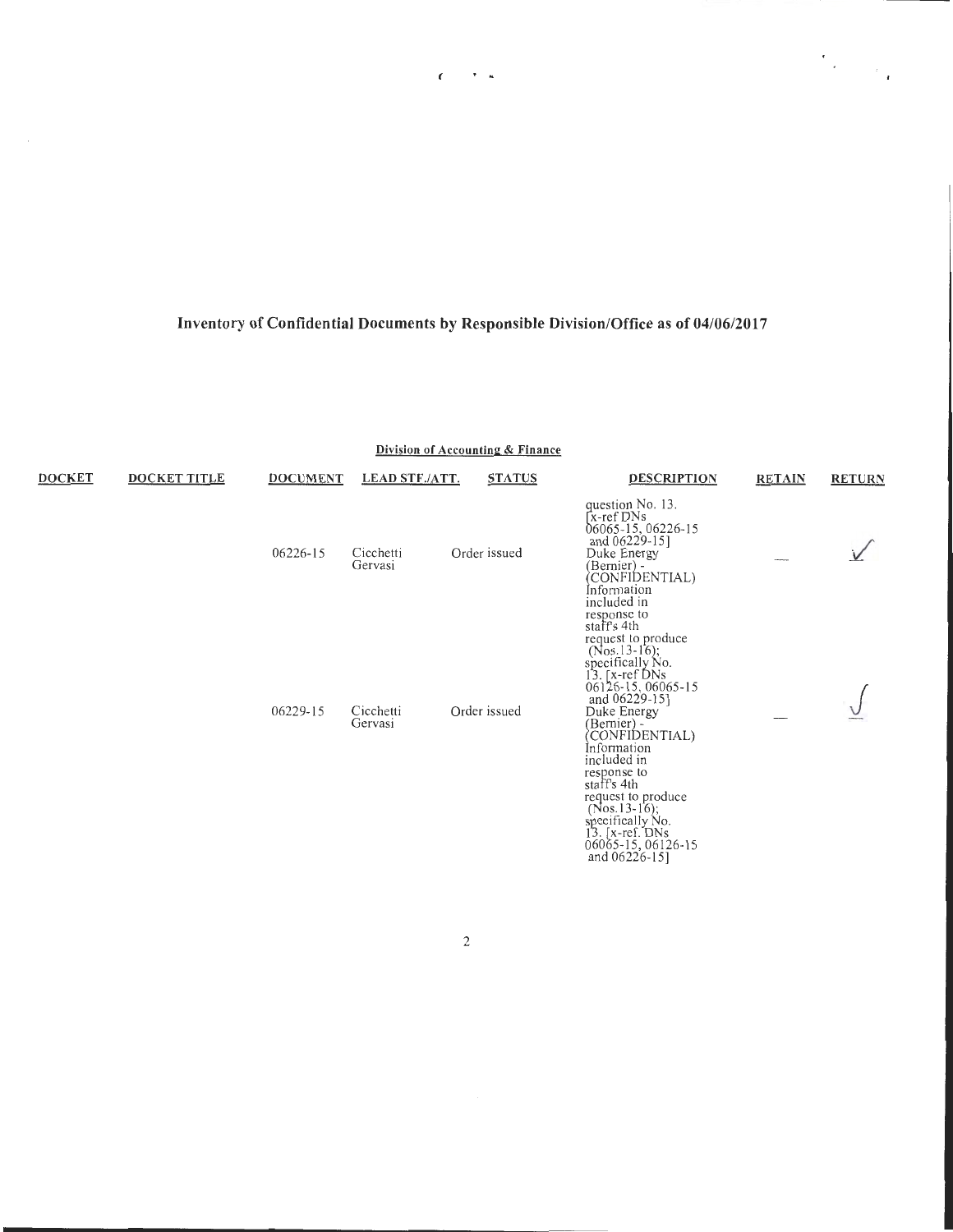# Inventory of Confidential Documents by Responsible Division/Office as of 04/06/2017

## Division of Accounting & Finance

| DOCKET | DOCKET TITLE | DOCUMENT | LEAD STF./ATT. | STATUS | DESCRIPTION | RETAIN | RETURN |
|---|---|---|---|---|---|---|---|
| | | | | | question No. 13. [x-ref DNs 06065-15, 06226-15 and 06229-15] | | |
| | | 06226-15 | Cicchetti Gervasi | Order issued | Duke Energy (Bernier) - (CONFIDENTIAL) Information included in response to staff's 4th request to produce (Nos.13-16); specifically No. 13. [x-ref DNs 06126-15, 06065-15 and 06229-15] | — | ✓ |
| | | 06229-15 | Cicchetti Gervasi | Order issued | Duke Energy (Bernier) - (CONFIDENTIAL) Information included in response to staff's 4th request to produce (Nos.13-16); specifically No. 13. [x-ref. DNs 06065-15, 06126-15 and 06226-15] | — | ✓ |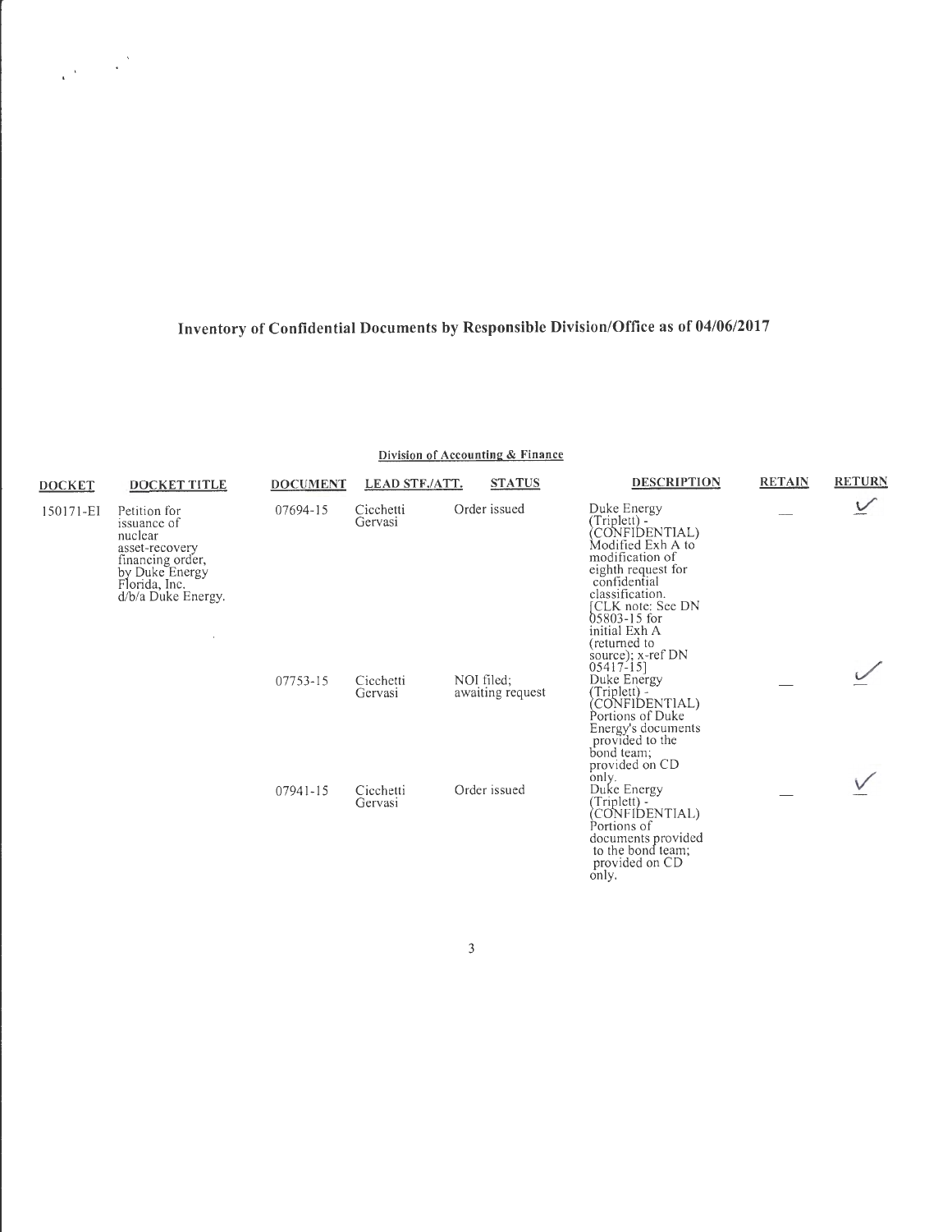# Inventory of Confidential Documents by Responsible Division/Office as of 04/06/2017

## Division of Accounting & Finance

| DOCKET | DOCKET TITLE | DOCUMENT | LEAD STF./ATT. | STATUS | DESCRIPTION | RETAIN | RETURN |
|---|---|---|---|---|---|---|---|
| 150171-EI | Petition for issuance of nuclear asset-recovery financing order, by Duke Energy Florida, Inc. d/b/a Duke Energy. | 07694-15 | Cicchetti Gervasi | Order issued | Duke Energy (Triplett) - (CONFIDENTIAL) Modified Exh A to modification of eighth request for confidential classification. [CLK note: See DN 05803-15 for initial Exh A (returned to source); x-ref DN 05417-15] | — | ✓ |
| | | 07753-15 | Cicchetti Gervasi | NOI filed; awaiting request | Duke Energy (Triplett) - (CONFIDENTIAL) Portions of Duke Energy's documents provided to the bond team; provided on CD only. | — | ✓ |
| | | 07941-15 | Cicchetti Gervasi | Order issued | Duke Energy (Triplett) - (CONFIDENTIAL) Portions of documents provided to the bond team; provided on CD only. | — | ✓ |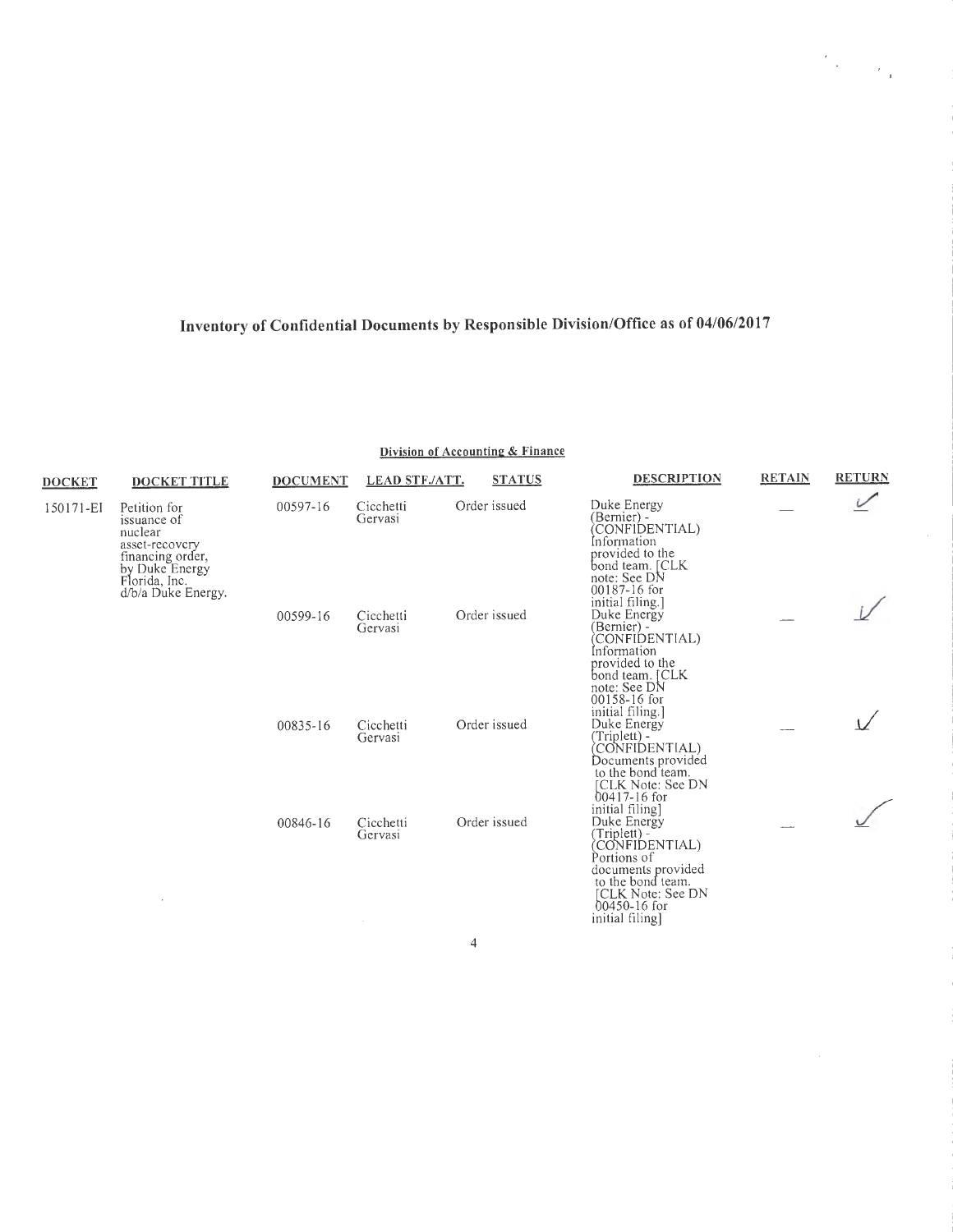# Inventory of Confidential Documents by Responsible Division/Office as of 04/06/2017

## Division of Accounting & Finance

| DOCKET | DOCKET TITLE | DOCUMENT | LEAD STF./ATT. | STATUS | DESCRIPTION | RETAIN | RETURN |
|---|---|---|---|---|---|---|---|
| 150171-EI | Petition for issuance of nuclear asset-recovery financing order, by Duke Energy Florida, Inc. d/b/a Duke Energy. | 00597-16 | Cicchetti Gervasi | Order issued | Duke Energy (Bernier) - (CONFIDENTIAL) Information provided to the bond team. [CLK note: See DN 00187-16 for initial filing.] | — | ✓ |
| | | 00599-16 | Cicchetti Gervasi | Order issued | Duke Energy (Bernier) - (CONFIDENTIAL) Information provided to the bond team. [CLK note: See DN 00158-16 for initial filing.] | — | ✓ |
| | | 00835-16 | Cicchetti Gervasi | Order issued | Duke Energy (Triplett) - (CONFIDENTIAL) Documents provided to the bond team. [CLK Note: See DN 00417-16 for initial filing] | — | ✓ |
| | | 00846-16 | Cicchetti Gervasi | Order issued | Duke Energy (Triplett) - (CONFIDENTIAL) Portions of documents provided to the bond team. [CLK Note: See DN 00450-16 for initial filing] | — | ✓ |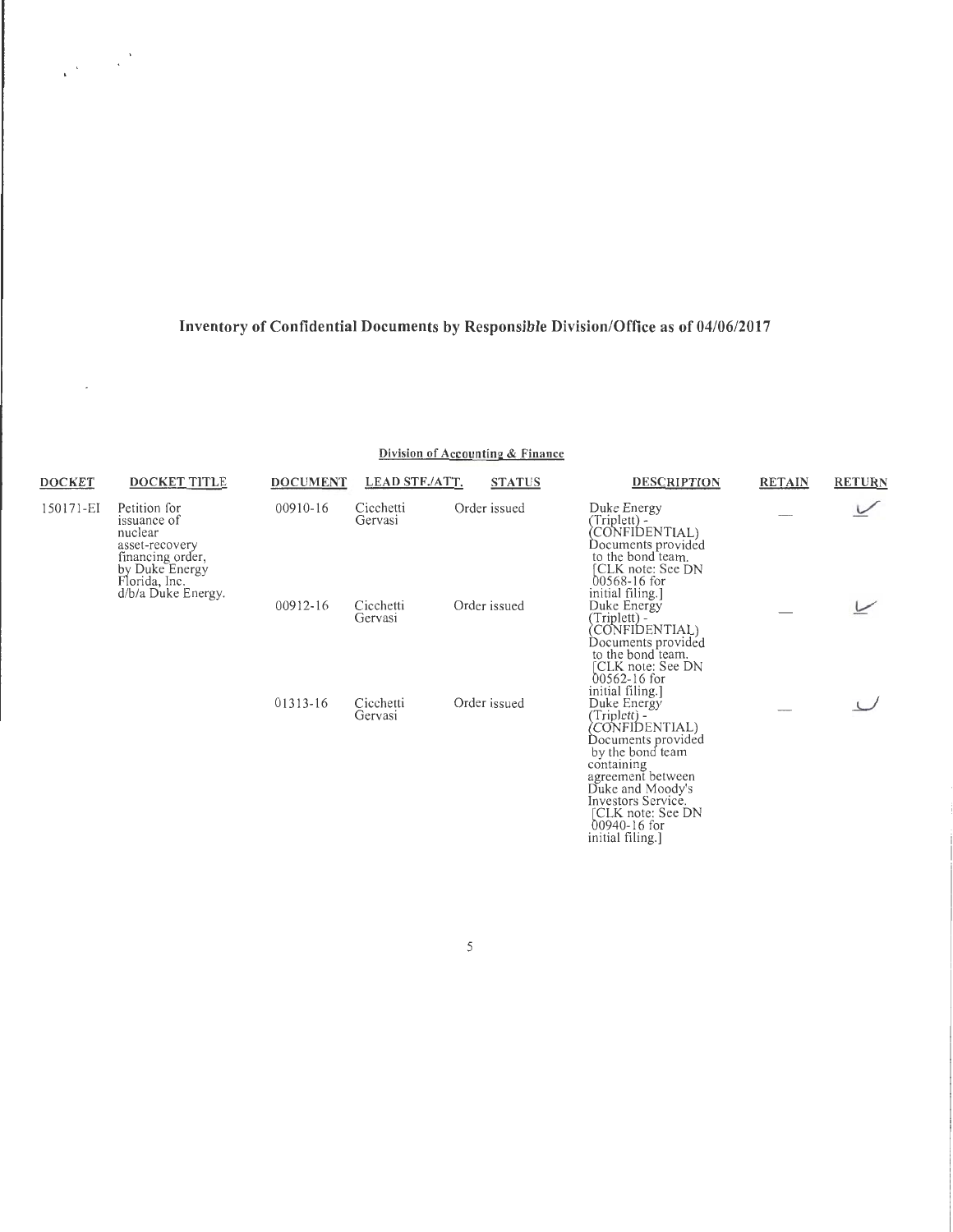# Inventory of Confidential Documents by Responsible Division/Office as of 04/06/2017

## Division of Accounting & Finance

| DOCKET | DOCKET TITLE | DOCUMENT | LEAD STF./ATT. | STATUS | DESCRIPTION | RETAIN | RETURN |
|---|---|---|---|---|---|---|---|
| 150171-EI | Petition for issuance of nuclear asset-recovery financing order, by Duke Energy Florida, Inc. d/b/a Duke Energy. | 00910-16 | Cicchetti Gervasi | Order issued | Duke Energy (Triplett) - (CONFIDENTIAL) Documents provided to the bond team. [CLK note: See DN 00568-16 for initial filing.] | — | ✓ |
| | | 00912-16 | Cicchetti Gervasi | Order issued | Duke Energy (Triplett) - (CONFIDENTIAL) Documents provided to the bond team. [CLK note: See DN 00562-16 for initial filing.] | — | ✓ |
| | | 01313-16 | Cicchetti Gervasi | Order issued | Duke Energy (Triplett) - (CONFIDENTIAL) Documents provided by the bond team containing agreement between Duke and Moody's Investors Service. [CLK note: See DN 00940-16 for initial filing.] | — | ✓ |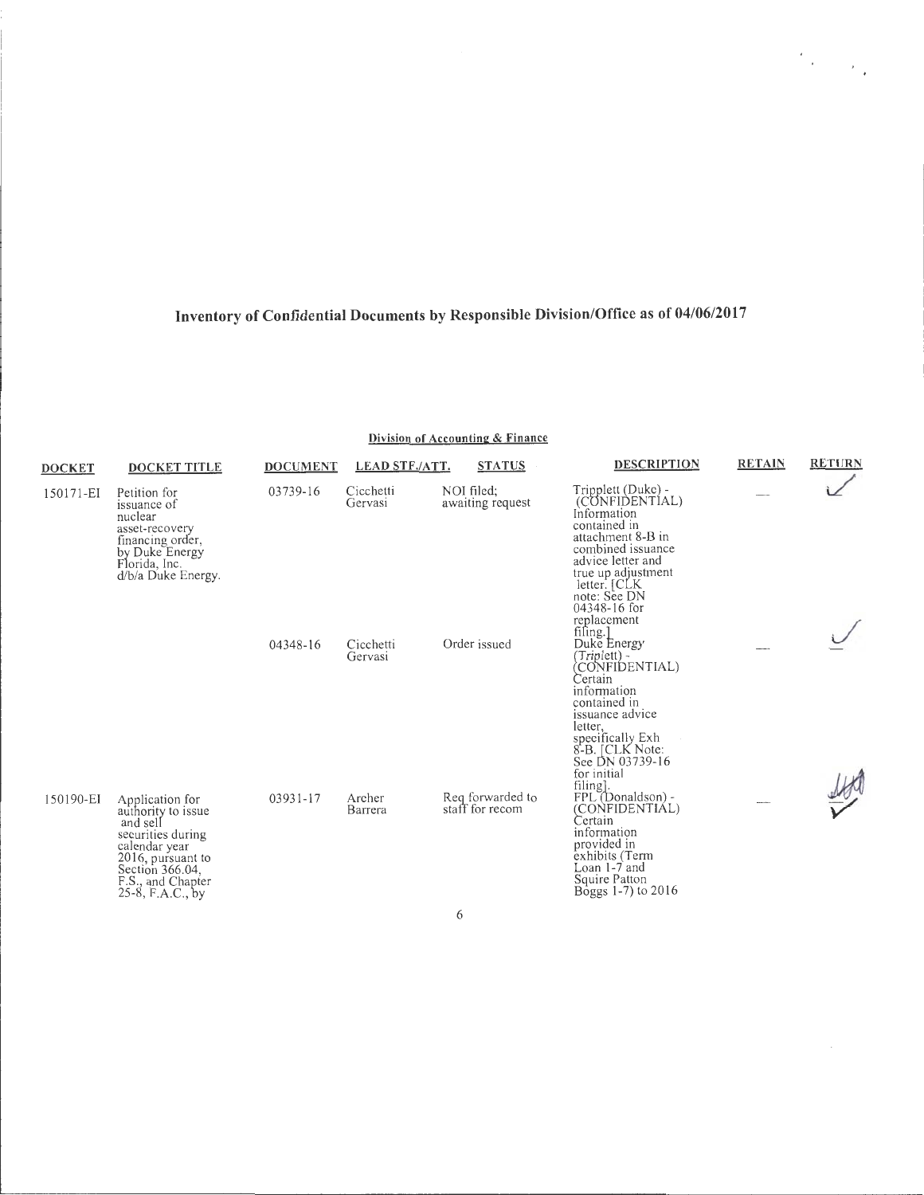# Inventory of Confidential Documents by Responsible Division/Office as of 04/06/2017

## Division of Accounting & Finance

| DOCKET | DOCKET TITLE | DOCUMENT | LEAD STF./ATT. | STATUS | DESCRIPTION | RETAIN | RETURN |
|---|---|---|---|---|---|---|---|
| 150171-EI | Petition for issuance of nuclear asset-recovery financing order, by Duke Energy Florida, Inc. d/b/a Duke Energy. | 03739-16 | Cicchetti Gervasi | NOI filed; awaiting request | Tripplett (Duke) - (CONFIDENTIAL) Information contained in attachment 8-B in combined issuance advice letter and true up adjustment letter. [CLK note: See DN 04348-16 for replacement filing.] | — | ✓ |
| | | 04348-16 | Cicchetti Gervasi | Order issued | Duke Energy (Triplett) - (CONFIDENTIAL) Certain information contained in issuance advice letter, specifically Exh 8-B. [CLK Note: See DN 03739-16 for initial filing]. | — | ✓ |
| 150190-EI | Application for authority to issue and sell securities during calendar year 2016, pursuant to Section 366.04, F.S., and Chapter 25-8, F.A.C., by | 03931-17 | Archer Barrera | Req forwarded to staff for recom | FPL (Donaldson) - (CONFIDENTIAL) Certain information provided in exhibits (Term Loan 1-7 and Squire Patton Boggs 1-7) to 2016 | — | ✓ |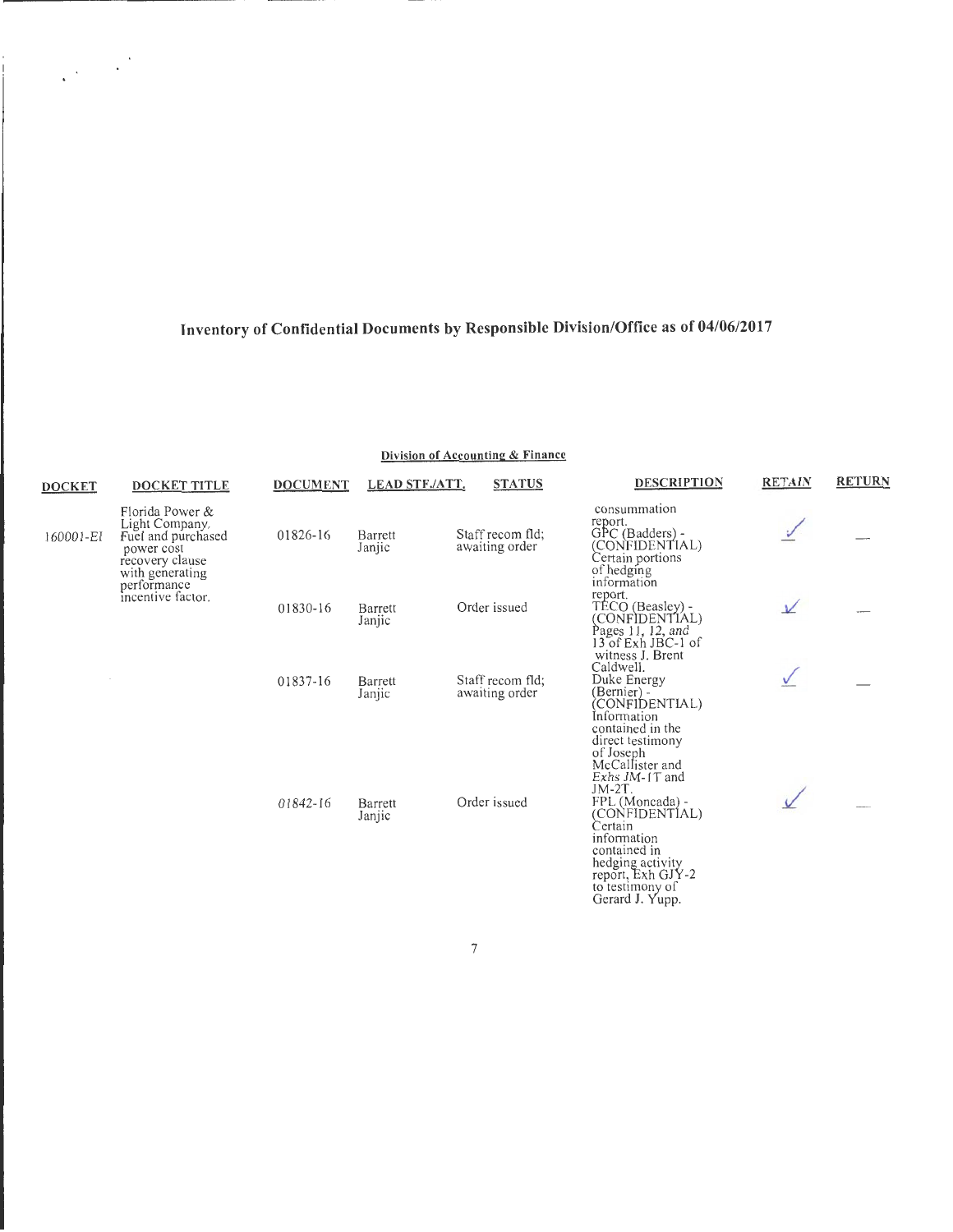# Inventory of Confidential Documents by Responsible Division/Office as of 04/06/2017

## Division of Accounting & Finance

| DOCKET | DOCKET TITLE | DOCUMENT | LEAD STF./ATT. | STATUS | DESCRIPTION | RETAIN | RETURN |
|---|---|---|---|---|---|---|---|
| 160001-EI | Florida Power & Light Company. Fuel and purchased power cost recovery clause with generating performance incentive factor. | 01826-16 | Barrett Janjic | Staff recom fld; awaiting order | consummation report. GPC (Badders) - (CONFIDENTIAL) Certain portions of hedging information report. | ✓ | — |
| | | 01830-16 | Barrett Janjic | Order issued | TECO (Beasley) - (CONFIDENTIAL) Pages 11, 12, and 13 of Exh JBC-1 of witness J. Brent Caldwell. | ✓ | — |
| | | 01837-16 | Barrett Janjic | Staff recom fld; awaiting order | Duke Energy (Bernier) - (CONFIDENTIAL) Information contained in the direct testimony of Joseph McCallister and Exhs JM-1T and JM-2T. | ✓ | — |
| | | 01842-16 | Barrett Janjic | Order issued | FPL (Moncada) - (CONFIDENTIAL) Certain information contained in hedging activity report, Exh GJY-2 to testimony of Gerard J. Yupp. | ✓ | — |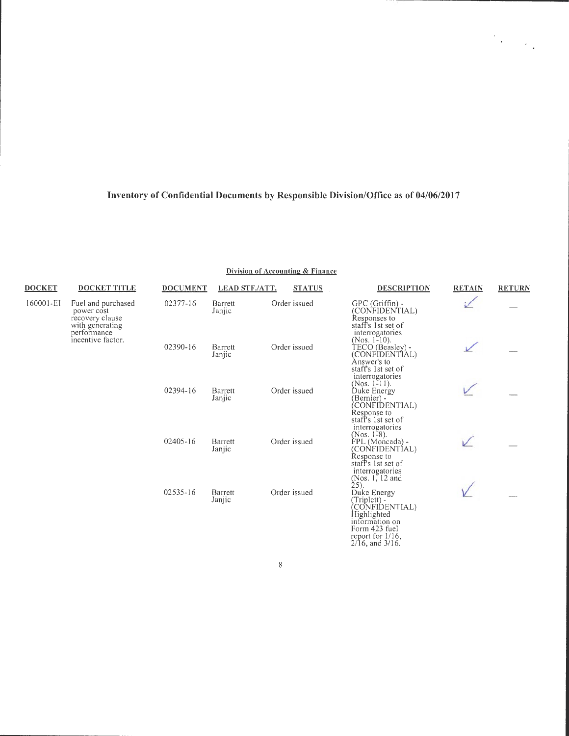# Inventory of Confidential Documents by Responsible Division/Office as of 04/06/2017

## Division of Accounting & Finance

| DOCKET | DOCKET TITLE | DOCUMENT | LEAD STF./ATT. | STATUS | DESCRIPTION | RETAIN | RETURN |
|---|---|---|---|---|---|---|---|
| 160001-EI | Fuel and purchased power cost recovery clause with generating performance incentive factor. | 02377-16 | Barrett Janjic | Order issued | GPC (Griffin) - (CONFIDENTIAL) Responses to staff's 1st set of interrogatories (Nos. 1-10). | ✓ | — |
| | | 02390-16 | Barrett Janjic | Order issued | TECO (Beasley) - (CONFIDENTIAL) Answer's to staff's 1st set of interrogatories (Nos. 1-11). | ✓ | — |
| | | 02394-16 | Barrett Janjic | Order issued | Duke Energy (Bernier) - (CONFIDENTIAL) Response to staff's 1st set of interrogatories (Nos. 1-8). | ✓ | — |
| | | 02405-16 | Barrett Janjic | Order issued | FPL (Moncada) - (CONFIDENTIAL) Response to staff's 1st set of interrogatories (Nos. 1, 12 and 25). | ✓ | — |
| | | 02535-16 | Barrett Janjic | Order issued | Duke Energy (Triplett) - (CONFIDENTIAL) Highlighted information on Form 423 fuel report for 1/16, 2/16, and 3/16. | ✓ | — |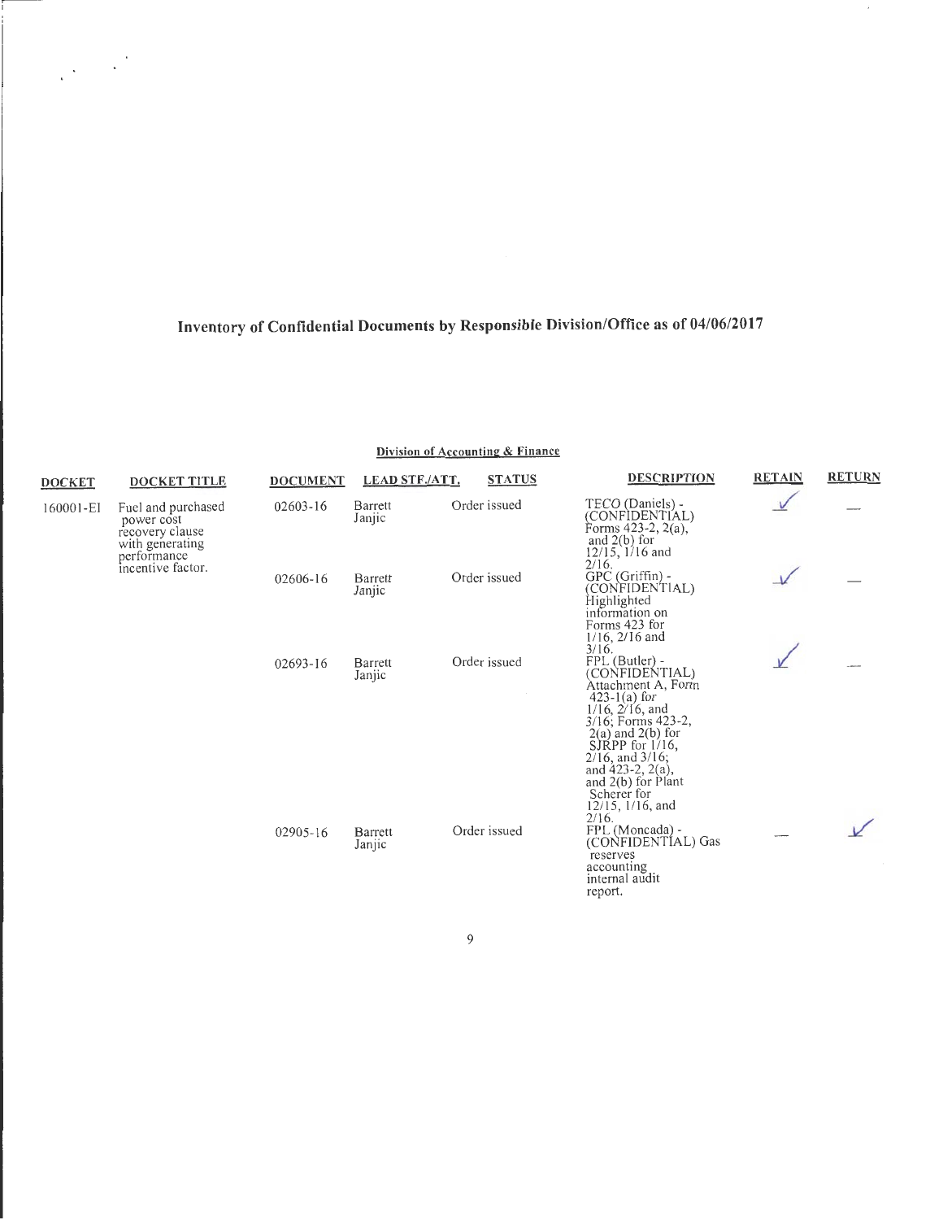# Inventory of Confidential Documents by Responsible Division/Office as of 04/06/2017

## Division of Accounting & Finance

| DOCKET | DOCKET TITLE | DOCUMENT | LEAD STF./ATT. | STATUS | DESCRIPTION | RETAIN | RETURN |
|---|---|---|---|---|---|---|---|
| 160001-EI | Fuel and purchased power cost recovery clause with generating performance incentive factor. | 02603-16 | Barrett Janjic | Order issued | TECO (Daniels) - (CONFIDENTIAL) Forms 423-2, 2(a), and 2(b) for 12/15, 1/16 and 2/16. | ✓ | — |
| | | 02606-16 | Barrett Janjic | Order issued | GPC (Griffin) - (CONFIDENTIAL) Highlighted information on Forms 423 for 1/16, 2/16 and 3/16. | ✓ | — |
| | | 02693-16 | Barrett Janjic | Order issued | FPL (Butler) - (CONFIDENTIAL) Attachment A, Form 423-1(a) for 1/16, 2/16, and 3/16; Forms 423-2, 2(a) and 2(b) for SJRPP for 1/16, 2/16, and 3/16; and 423-2, 2(a), and 2(b) for Plant Scherer for 12/15, 1/16, and 2/16. | ✓ | — |
| | | 02905-16 | Barrett Janjic | Order issued | FPL (Moncada) - (CONFIDENTIAL) Gas reserves accounting internal audit report. | — | ✓ |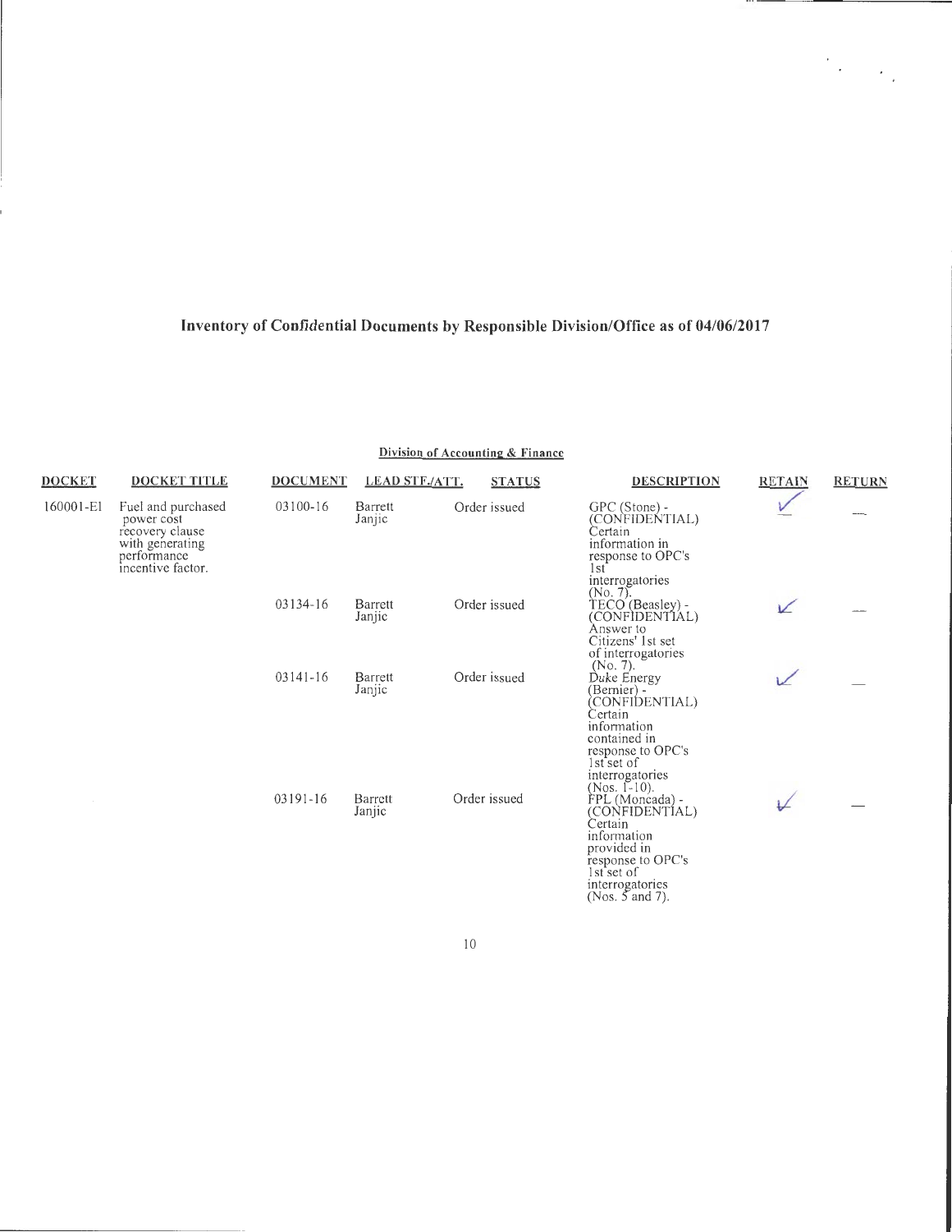# Inventory of Confidential Documents by Responsible Division/Office as of 04/06/2017

## Division of Accounting & Finance

| DOCKET | DOCKET TITLE | DOCUMENT | LEAD STF./ATT. | STATUS | DESCRIPTION | RETAIN | RETURN |
|---|---|---|---|---|---|---|---|
| 160001-EI | Fuel and purchased power cost recovery clause with generating performance incentive factor. | 03100-16 | Barrett Janjic | Order issued | GPC (Stone) - (CONFIDENTIAL) Certain information in response to OPC's 1st interrogatories (No. 7). | ✓ | — |
| | | 03134-16 | Barrett Janjic | Order issued | TECO (Beasley) - (CONFIDENTIAL) Answer to Citizens' 1st set of interrogatories (No. 7). | ✓ | — |
| | | 03141-16 | Barrett Janjic | Order issued | Duke Energy (Bernier) - (CONFIDENTIAL) Certain information contained in response to OPC's 1st set of interrogatories (Nos. 1-10). | ✓ | — |
| | | 03191-16 | Barrett Janjic | Order issued | FPL (Moncada) - (CONFIDENTIAL) Certain information provided in response to OPC's 1st set of interrogatories (Nos. 5 and 7). | ✓ | — |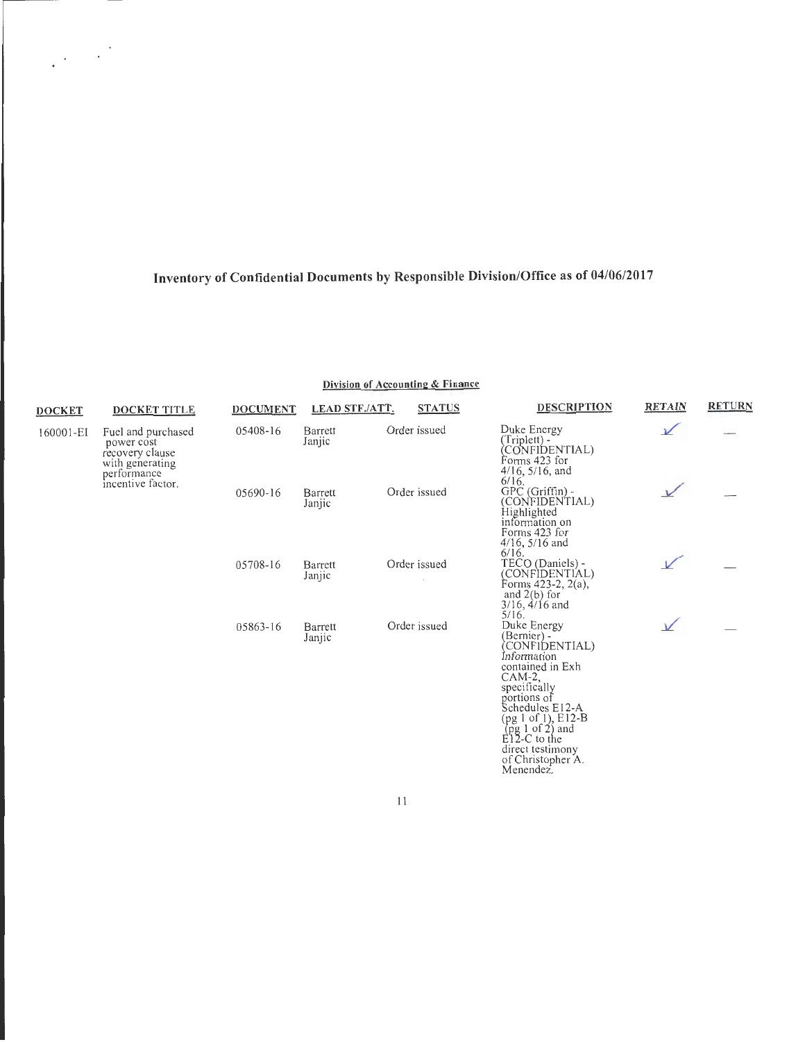# Inventory of Confidential Documents by Responsible Division/Office as of 04/06/2017

## Division of Accounting & Finance

| DOCKET | DOCKET TITLE | DOCUMENT | LEAD STF./ATT. | STATUS | DESCRIPTION | RETAIN | RETURN |
|---|---|---|---|---|---|---|---|
| 160001-EI | Fuel and purchased power cost recovery clause with generating performance incentive factor. | 05408-16 | Barrett Janjic | Order issued | Duke Energy (Triplett) - (CONFIDENTIAL) Forms 423 for 4/16, 5/16, and 6/16. | ✓ | — |
| | | 05690-16 | Barrett Janjic | Order issued | GPC (Griffin) - (CONFIDENTIAL) Highlighted information on Forms 423 for 4/16, 5/16 and 6/16. | ✓ | — |
| | | 05708-16 | Barrett Janjic | Order issued | TECO (Daniels) - (CONFIDENTIAL) Forms 423-2, 2(a), and 2(b) for 3/16, 4/16 and 5/16. | ✓ | — |
| | | 05863-16 | Barrett Janjic | Order issued | Duke Energy (Bernier) - (CONFIDENTIAL) Information contained in Exh CAM-2, specifically portions of Schedules E12-A (pg 1 of 1), E12-B (pg 1 of 2) and E12-C to the direct testimony of Christopher A. Menendez. | ✓ | — |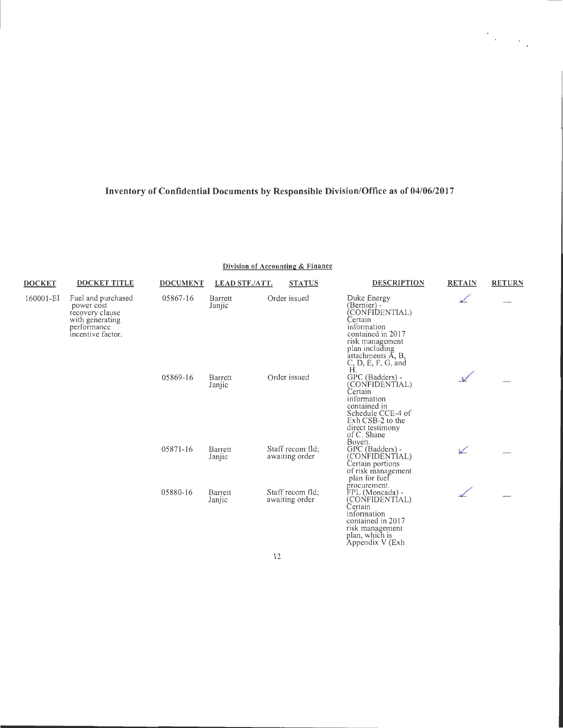# Inventory of Confidential Documents by Responsible Division/Office as of 04/06/2017

## Division of Accounting & Finance

| DOCKET | DOCKET TITLE | DOCUMENT | LEAD STF./ATT. | STATUS | DESCRIPTION | RETAIN | RETURN |
|---|---|---|---|---|---|---|---|
| 160001-EI | Fuel and purchased power cost recovery clause with generating performance incentive factor. | 05867-16 | Barrett Janjic | Order issued | Duke Energy (Bernier) - (CONFIDENTIAL) Certain information contained in 2017 risk management plan including attachments A, B, C, D, E, F, G, and H. | ✓ | — |
| | | 05869-16 | Barrett Janjic | Order issued | GPC (Badders) - (CONFIDENTIAL) Certain information contained in Schedule CCE-4 of Exh CSB-2 to the direct testimony of C. Shane Boyett. | ✓ | — |
| | | 05871-16 | Barrett Janjic | Staff recom fld; awaiting order | GPC (Badders) - (CONFIDENTIAL) Certain portions of risk management plan for fuel procurement. | ✓ | — |
| | | 05880-16 | Barrett Janjic | Staff recom fld; awaiting order | FPL (Moncada) - (CONFIDENTIAL) Certain information contained in 2017 risk management plan, which is Appendix V (Exh | ✓ | — |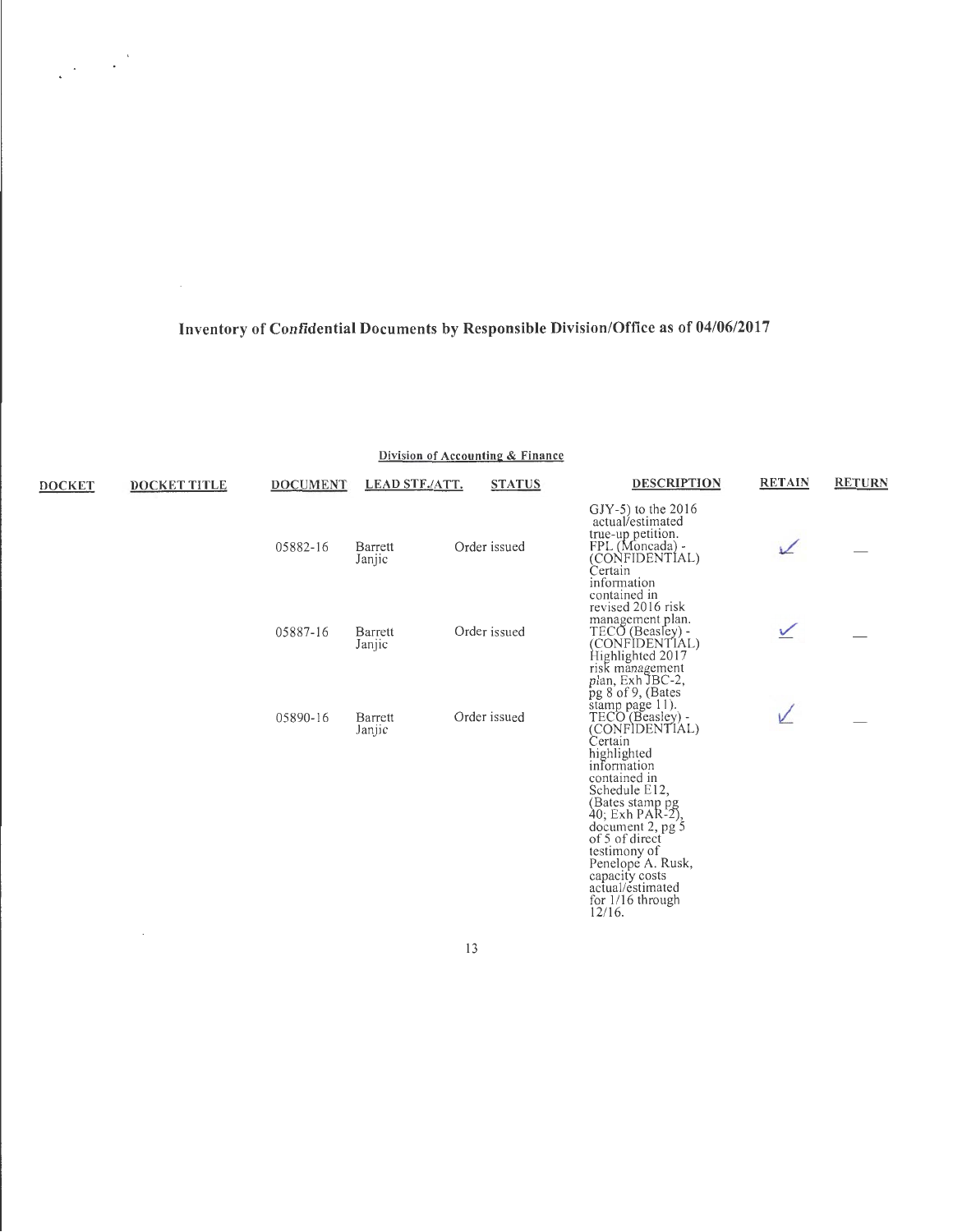# Inventory of Confidential Documents by Responsible Division/Office as of 04/06/2017

## Division of Accounting & Finance

| DOCKET | DOCKET TITLE | DOCUMENT | LEAD STF./ATT. | STATUS | DESCRIPTION | RETAIN | RETURN |
|---|---|---|---|---|---|---|---|
| | | | | | GJY-5) to the 2016 actual/estimated true-up petition. | | |
| | | 05882-16 | Barrett Janjic | Order issued | FPL (Moncada) - (CONFIDENTIAL) Certain information contained in revised 2016 risk management plan. | ✓ | — |
| | | 05887-16 | Barrett Janjic | Order issued | TECO (Beasley) - (CONFIDENTIAL) Highlighted 2017 risk management plan, Exh JBC-2, pg 8 of 9, (Bates stamp page 11). | ✓ | — |
| | | 05890-16 | Barrett Janjic | Order issued | TECO (Beasley) - (CONFIDENTIAL) Certain highlighted information contained in Schedule E12, (Bates stamp pg 40; Exh PAR-2), document 2, pg 5 of 5 of direct testimony of Penelope A. Rusk, capacity costs actual/estimated for 1/16 through 12/16. | ✓ | — |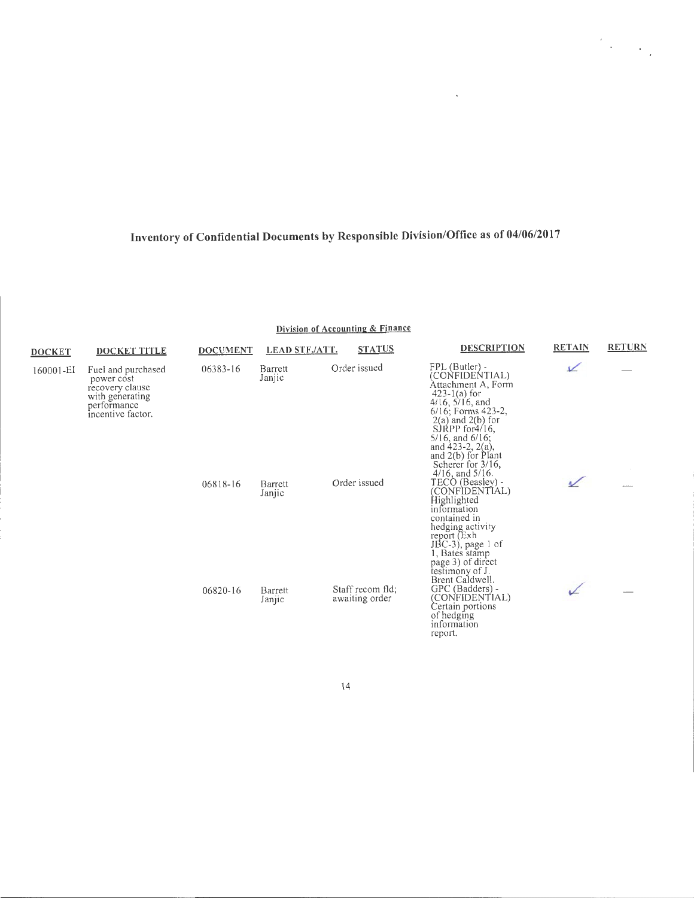# Inventory of Confidential Documents by Responsible Division/Office as of 04/06/2017

## Division of Accounting & Finance

| DOCKET | DOCKET TITLE | DOCUMENT | LEAD STF./ATT. | STATUS | DESCRIPTION | RETAIN | RETURN |
|---|---|---|---|---|---|---|---|
| 160001-EI | Fuel and purchased power cost recovery clause with generating performance incentive factor. | 06383-16 | Barrett Janjic | Order issued | FPL (Butler) - (CONFIDENTIAL) Attachment A, Form 423-1(a) for 4/16, 5/16, and 6/16; Forms 423-2, 2(a) and 2(b) for SJRPP for4/16, 5/16, and 6/16; and 423-2, 2(a), and 2(b) for Plant Scherer for 3/16, 4/16, and 5/16. | ✓ | — |
| | | 06818-16 | Barrett Janjic | Order issued | TECO (Beasley) - (CONFIDENTIAL) Highlighted information contained in hedging activity report (Exh JBC-3), page 1 of 1, Bates stamp page 3) of direct testimony of J. Brent Caldwell. | ✓ | — |
| | | 06820-16 | Barrett Janjic | Staff recom fld; awaiting order | GPC (Badders) - (CONFIDENTIAL) Certain portions of hedging information report. | ✓ | — |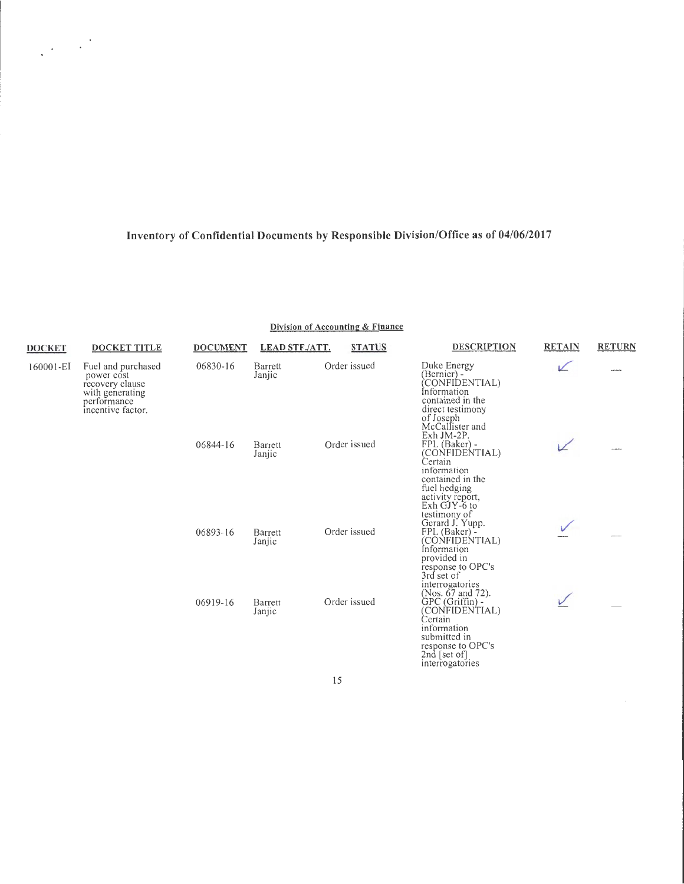# Inventory of Confidential Documents by Responsible Division/Office as of 04/06/2017

## Division of Accounting & Finance

| DOCKET | DOCKET TITLE | DOCUMENT | LEAD STF./ATT. | STATUS | DESCRIPTION | RETAIN | RETURN |
|---|---|---|---|---|---|---|---|
| 160001-EI | Fuel and purchased power cost recovery clause with generating performance incentive factor. | 06830-16 | Barrett Janjic | Order issued | Duke Energy (Bernier) - (CONFIDENTIAL) Information contained in the direct testimony of Joseph McCallister and Exh JM-2P. | ✓ | — |
| | | 06844-16 | Barrett Janjic | Order issued | FPL (Baker) - (CONFIDENTIAL) Certain information contained in the fuel hedging activity report, Exh GJY-6 to testimony of Gerard J. Yupp. | ✓ | — |
| | | 06893-16 | Barrett Janjic | Order issued | FPL (Baker) - (CONFIDENTIAL) Information provided in response to OPC's 3rd set of interrogatories (Nos. 67 and 72). | ✓ | — |
| | | 06919-16 | Barrett Janjic | Order issued | GPC (Griffin) - (CONFIDENTIAL) Certain information submitted in response to OPC's 2nd [set of] interrogatories | ✓ | — |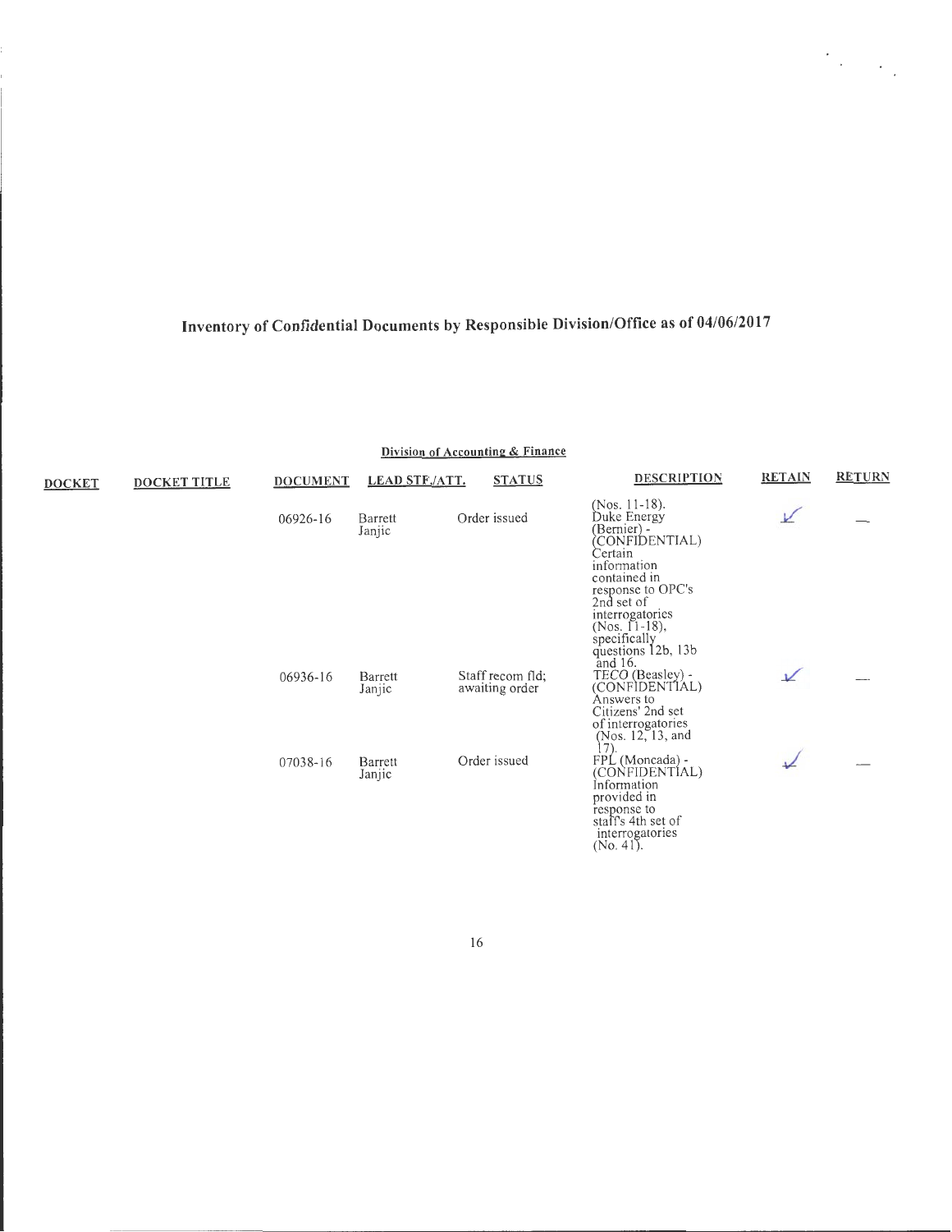# Inventory of Confidential Documents by Responsible Division/Office as of 04/06/2017

## Division of Accounting & Finance

| DOCKET | DOCKET TITLE | DOCUMENT | LEAD STF./ATT. | STATUS | DESCRIPTION | RETAIN | RETURN |
|---|---|---|---|---|---|---|---|
| | | | | | (Nos. 11-18). | | |
| | | 06926-16 | Barrett Janjic | Order issued | Duke Energy (Bernier) - (CONFIDENTIAL) Certain information contained in response to OPC's 2nd set of interrogatories (Nos. 11-18), specifically questions 12b, 13b and 16. | ✓ | — |
| | | 06936-16 | Barrett Janjic | Staff recom fld; awaiting order | TECO (Beasley) - (CONFIDENTIAL) Answers to Citizens' 2nd set of interrogatories (Nos. 12, 13, and 17). | ✓ | — |
| | | 07038-16 | Barrett Janjic | Order issued | FPL (Moncada) - (CONFIDENTIAL) Information provided in response to staff's 4th set of interrogatories (No. 41). | ✓ | — |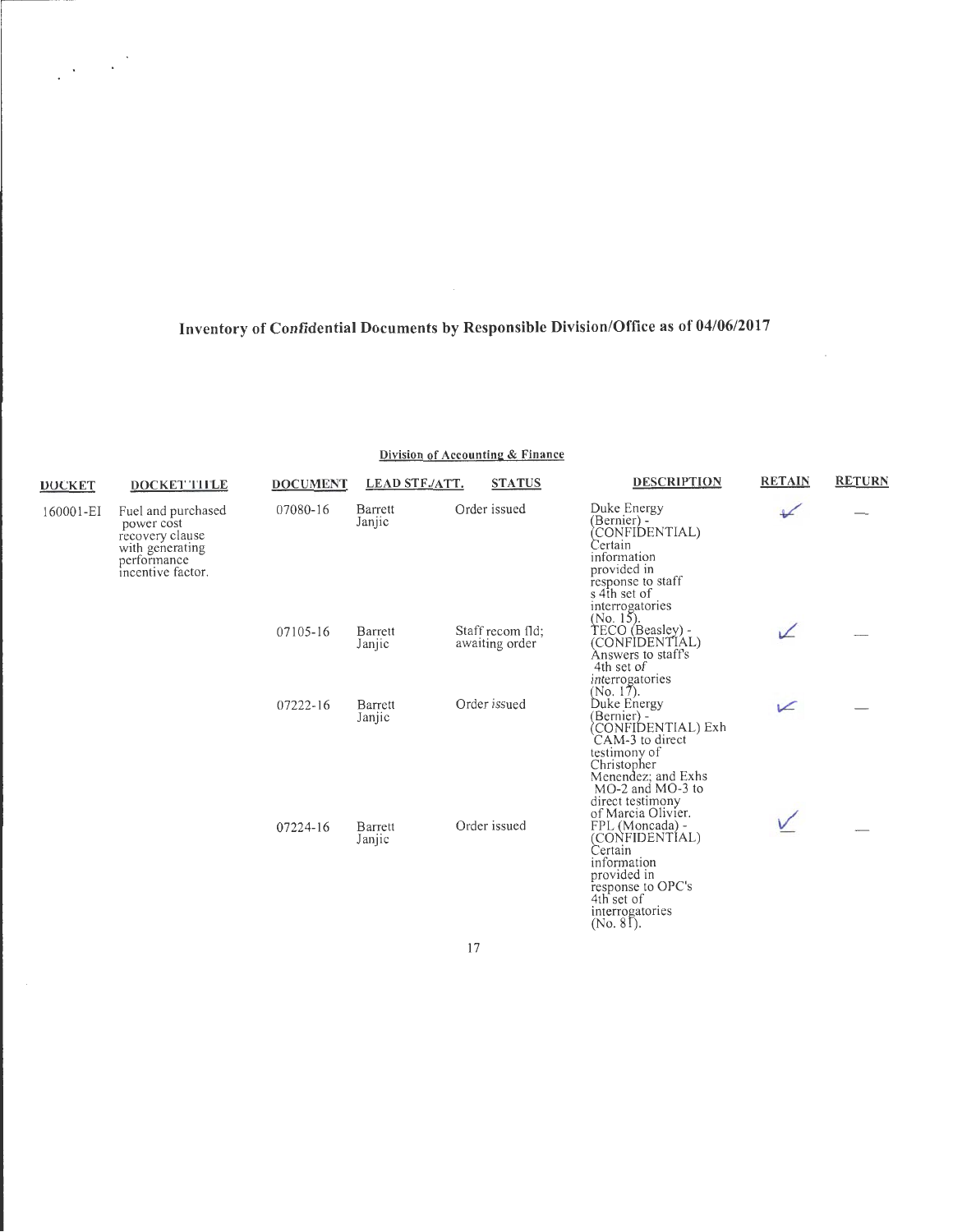# Inventory of Confidential Documents by Responsible Division/Office as of 04/06/2017

## Division of Accounting & Finance

| DOCKET | DOCKET TITLE | DOCUMENT | LEAD STF./ATT. | STATUS | DESCRIPTION | RETAIN | RETURN |
|---|---|---|---|---|---|---|---|
| 160001-EI | Fuel and purchased power cost recovery clause with generating performance incentive factor. | 07080-16 | Barrett Janjic | Order issued | Duke Energy (Bernier) - (CONFIDENTIAL) Certain information provided in response to staff s 4th set of interrogatories (No. 15). | ✓ | — |
| | | 07105-16 | Barrett Janjic | Staff recom fld; awaiting order | TECO (Beasley) - (CONFIDENTIAL) Answers to staff's 4th set of interrogatories (No. 17). | ✓ | — |
| | | 07222-16 | Barrett Janjic | Order issued | Duke Energy (Bernier) - (CONFIDENTIAL) Exh CAM-3 to direct testimony of Christopher Menendez; and Exhs MO-2 and MO-3 to direct testimony of Marcia Olivier. | ✓ | — |
| | | 07224-16 | Barrett Janjic | Order issued | FPL (Moncada) - (CONFIDENTIAL) Certain information provided in response to OPC's 4th set of interrogatories (No. 81). | ✓ | — |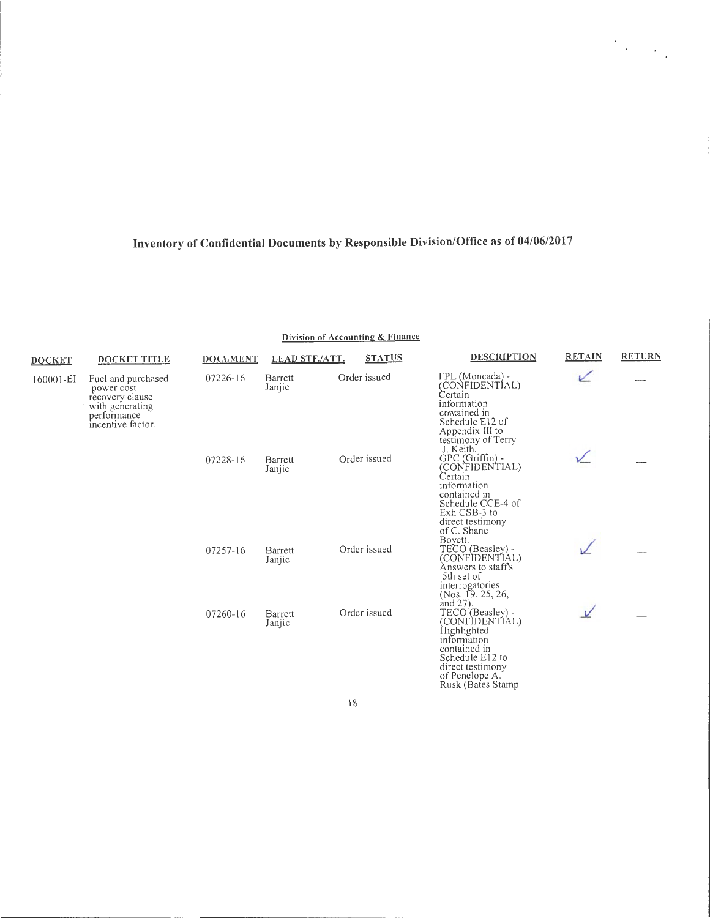# Inventory of Confidential Documents by Responsible Division/Office as of 04/06/2017

## Division of Accounting & Finance

| DOCKET | DOCKET TITLE | DOCUMENT | LEAD STF./ATT. | STATUS | DESCRIPTION | RETAIN | RETURN |
|---|---|---|---|---|---|---|---|
| 160001-EI | Fuel and purchased power cost recovery clause with generating performance incentive factor. | 07226-16 | Barrett Janjic | Order issued | FPL (Moncada) - (CONFIDENTIAL) Certain information contained in Schedule E12 of Appendix III to testimony of Terry J. Keith. | ✓ | — |
| | | 07228-16 | Barrett Janjic | Order issued | GPC (Griffin) - (CONFIDENTIAL) Certain information contained in Schedule CCE-4 of Exh CSB-3 to direct testimony of C. Shane Boyett. | ✓ | — |
| | | 07257-16 | Barrett Janjic | Order issued | TECO (Beasley) - (CONFIDENTIAL) Answers to staff's 5th set of interrogatories (Nos. 19, 25, 26, and 27). | ✓ | — |
| | | 07260-16 | Barrett Janjic | Order issued | TECO (Beasley) - (CONFIDENTIAL) Highlighted information contained in Schedule E12 to direct testimony of Penelope A. Rusk (Bates Stamp | ✓ | — |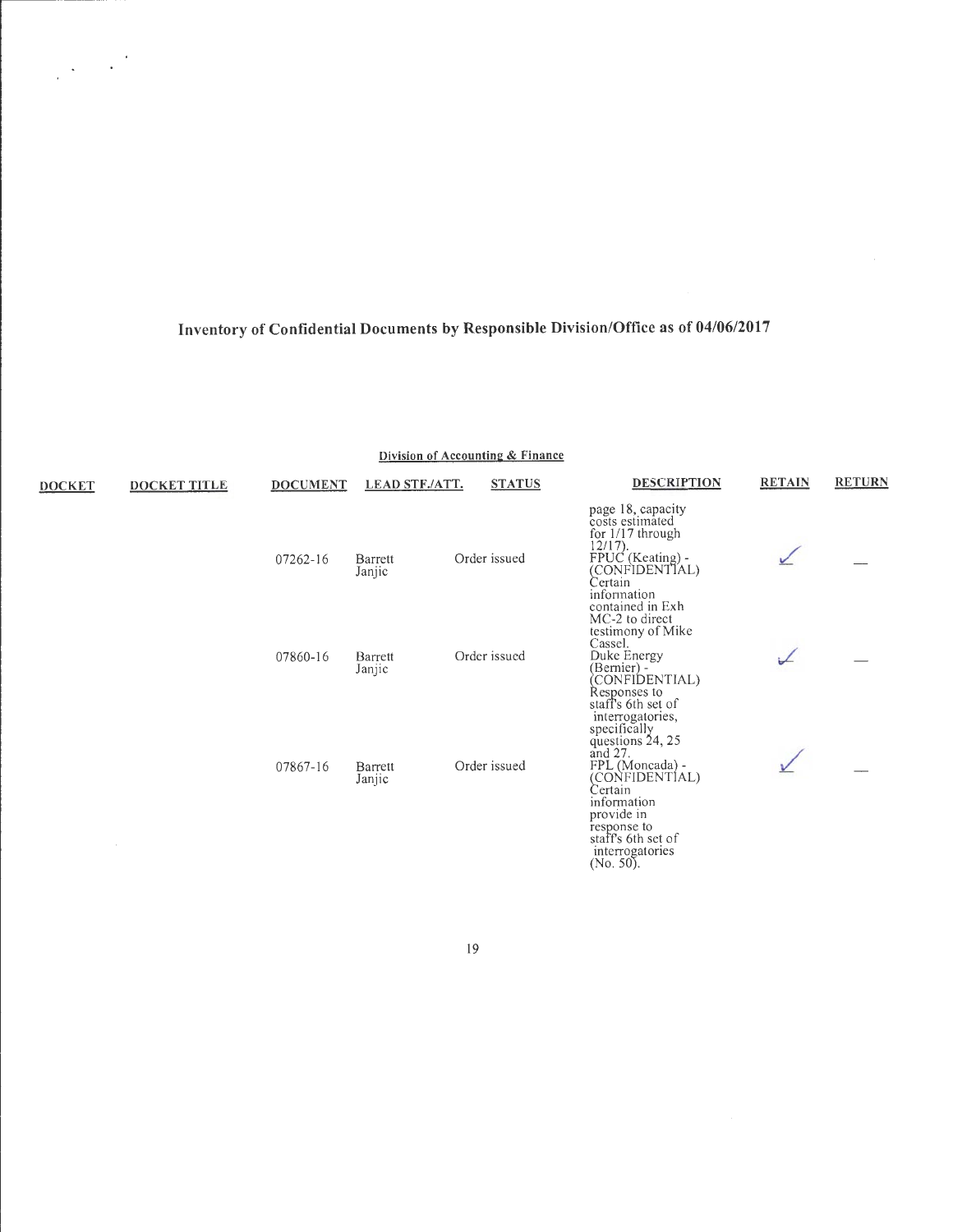# Inventory of Confidential Documents by Responsible Division/Office as of 04/06/2017

## Division of Accounting & Finance

| DOCKET | DOCKET TITLE | DOCUMENT | LEAD STF./ATT. | STATUS | DESCRIPTION | RETAIN | RETURN |
|---|---|---|---|---|---|---|---|
| | | | | | page 18, capacity costs estimated for 1/17 through 12/17). | | |
| | | 07262-16 | Barrett Janjic | Order issued | FPUC (Keating) - (CONFIDENTIAL) Certain information contained in Exh MC-2 to direct testimony of Mike Cassel. | ✓ | — |
| | | 07860-16 | Barrett Janjic | Order issued | Duke Energy (Bernier) - (CONFIDENTIAL) Responses to staff's 6th set of interrogatories, specifically questions 24, 25 and 27. | ✓ | — |
| | | 07867-16 | Barrett Janjic | Order issued | FPL (Moncada) - (CONFIDENTIAL) Certain information provide in response to staff's 6th set of interrogatories (No. 50). | ✓ | — |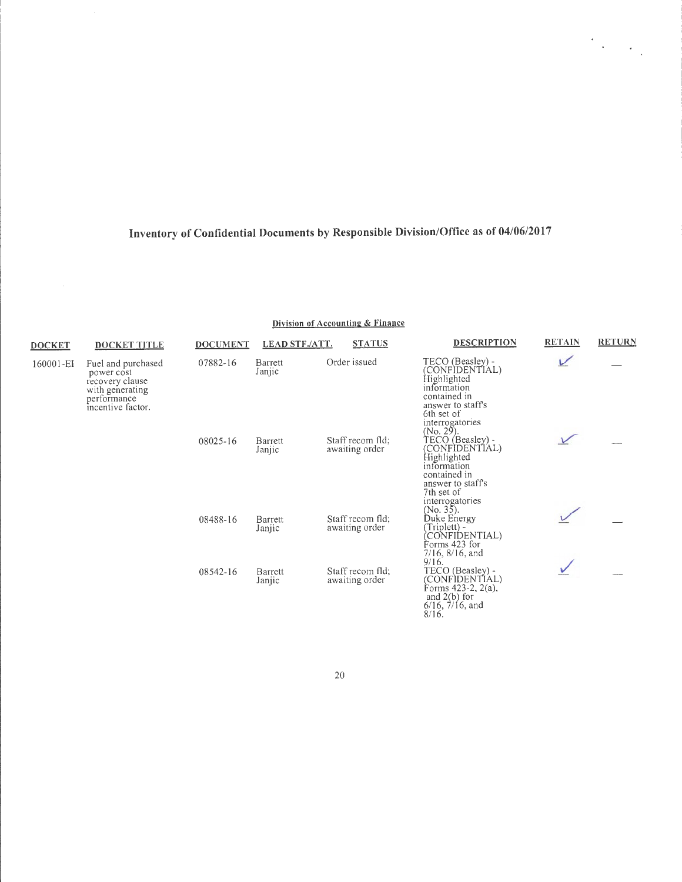# Inventory of Confidential Documents by Responsible Division/Office as of 04/06/2017

## Division of Accounting & Finance

| DOCKET | DOCKET TITLE | DOCUMENT | LEAD STF./ATT. | STATUS | DESCRIPTION | RETAIN | RETURN |
|---|---|---|---|---|---|---|---|
| 160001-EI | Fuel and purchased power cost recovery clause with generating performance incentive factor. | 07882-16 | Barrett Janjic | Order issued | TECO (Beasley) - (CONFIDENTIAL) Highlighted information contained in answer to staff's 6th set of interrogatories (No. 29). | ✓ | — |
| | | 08025-16 | Barrett Janjic | Staff recom fld; awaiting order | TECO (Beasley) - (CONFIDENTIAL) Highlighted information contained in answer to staff's 7th set of interrogatories (No. 35). | ✓ | — |
| | | 08488-16 | Barrett Janjic | Staff recom fld; awaiting order | Duke Energy (Triplett) - (CONFIDENTIAL) Forms 423 for 7/16, 8/16, and 9/16. | ✓ | — |
| | | 08542-16 | Barrett Janjic | Staff recom fld; awaiting order | TECO (Beasley) - (CONFIDENTIAL) Forms 423-2, 2(a), and 2(b) for 6/16, 7/16, and 8/16. | ✓ | — |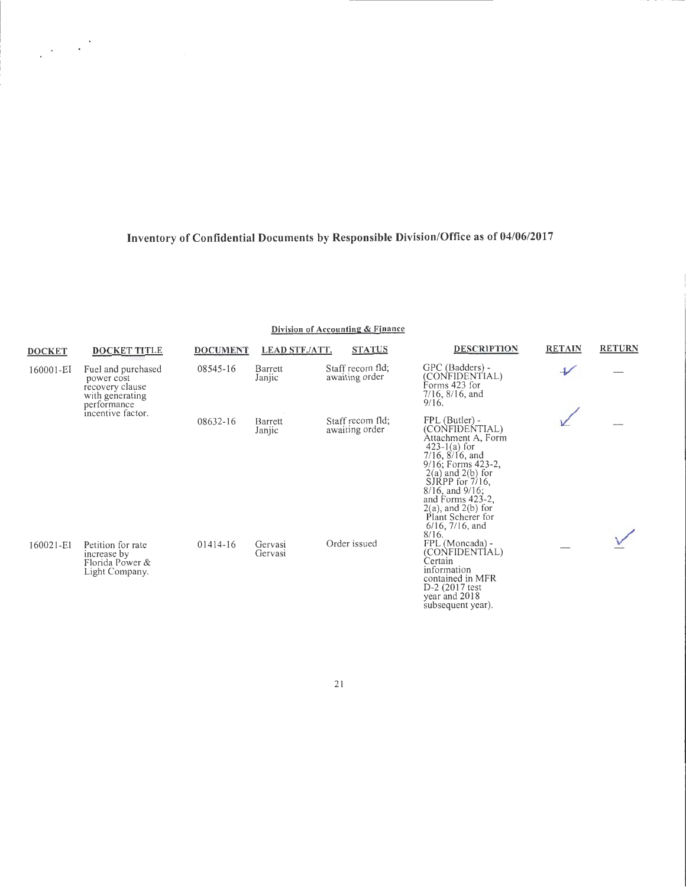# Inventory of Confidential Documents by Responsible Division/Office as of 04/06/2017

## Division of Accounting & Finance

| DOCKET | DOCKET TITLE | DOCUMENT | LEAD STF./ATT. | STATUS | DESCRIPTION | RETAIN | RETURN |
|---|---|---|---|---|---|---|---|
| 160001-EI | Fuel and purchased power cost recovery clause with generating performance incentive factor. | 08545-16 | Barrett Janjic | Staff recom fld; awaiting order | GPC (Badders) - (CONFIDENTIAL) Forms 423 for 7/16, 8/16, and 9/16. | ✓ | — |
| | | 08632-16 | Barrett Janjic | Staff recom fld; awaiting order | FPL (Butler) - (CONFIDENTIAL) Attachment A, Form 423-1(a) for 7/16, 8/16, and 9/16; Forms 423-2, 2(a) and 2(b) for SJRPP for 7/16, 8/16, and 9/16; and Forms 423-2, 2(a), and 2(b) for Plant Scherer for 6/16, 7/16, and 8/16. | ✓ | — |
| 160021-EI | Petition for rate increase by Florida Power & Light Company. | 01414-16 | Gervasi Gervasi | Order issued | FPL (Moncada) - (CONFIDENTIAL) Certain information contained in MFR D-2 (2017 test year and 2018 subsequent year). | — | ✓ |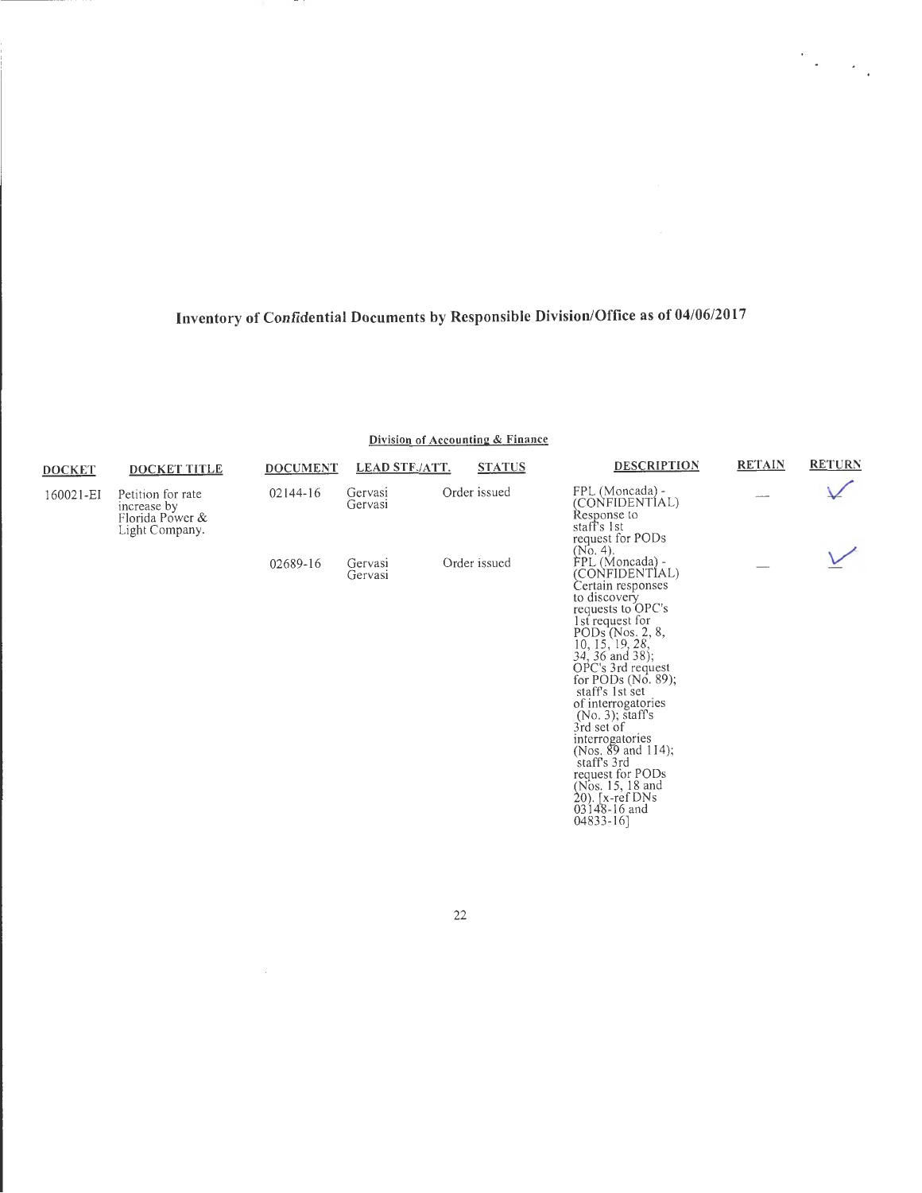# Inventory of Confidential Documents by Responsible Division/Office as of 04/06/2017

## Division of Accounting & Finance

| DOCKET | DOCKET TITLE | DOCUMENT | LEAD STF./ATT. | STATUS | DESCRIPTION | RETAIN | RETURN |
|---|---|---|---|---|---|---|---|
| 160021-EI | Petition for rate increase by Florida Power & Light Company. | 02144-16 | Gervasi Gervasi | Order issued | FPL (Moncada) - (CONFIDENTIAL) Response to staff's 1st request for PODs (No. 4). | — | ✓ |
| | | 02689-16 | Gervasi Gervasi | Order issued | FPL (Moncada) - (CONFIDENTIAL) Certain responses to discovery requests to OPC's 1st request for PODs (Nos. 2, 8, 10, 15, 19, 28, 34, 36 and 38); OPC's 3rd request for PODs (No. 89); staff's 1st set of interrogatories (No. 3); staff's 3rd set of interrogatories (Nos. 89 and 114); staff's 3rd request for PODs (Nos. 15, 18 and 20). [x-ref DNs 03148-16 and 04833-16] | — | ✓ |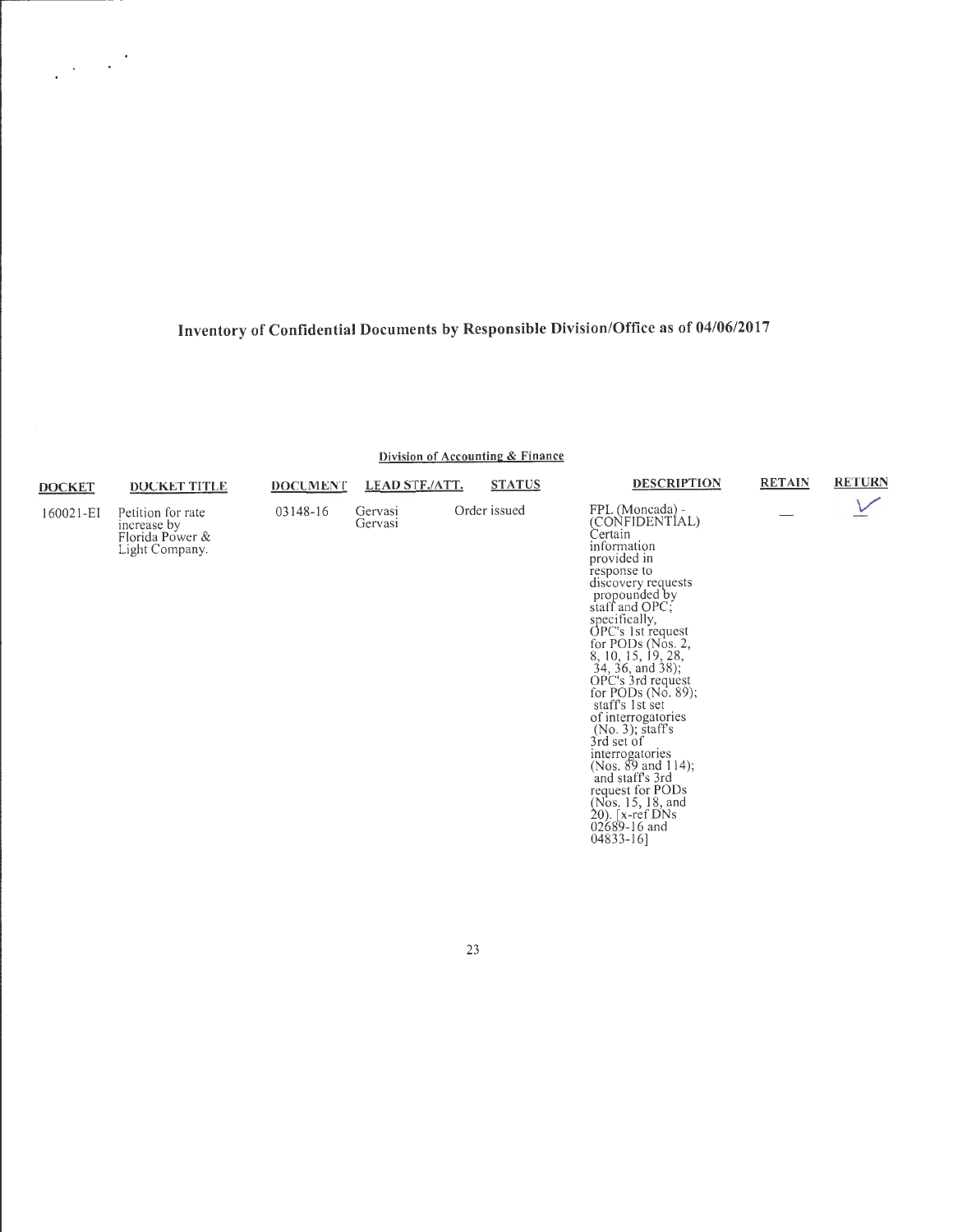# Inventory of Confidential Documents by Responsible Division/Office as of 04/06/2017

## Division of Accounting & Finance

| DOCKET | DOCKET TITLE | DOCUMENT | LEAD STF./ATT. | STATUS | DESCRIPTION | RETAIN | RETURN |
|---|---|---|---|---|---|---|---|
| 160021-EI | Petition for rate increase by Florida Power & Light Company. | 03148-16 | Gervasi Gervasi | Order issued | FPL (Moncada) - (CONFIDENTIAL) Certain information provided in response to discovery requests propounded by staff and OPC; specifically, OPC's 1st request for PODs (Nos. 2, 8, 10, 15, 19, 28, 34, 36, and 38); OPC's 3rd request for PODs (No. 89); staff's 1st set of interrogatories (No. 3); staff's 3rd set of interrogatories (Nos. 89 and 114); and staff's 3rd request for PODs (Nos. 15, 18, and 20). [x-ref DNs 02689-16 and 04833-16] | — | ✓ |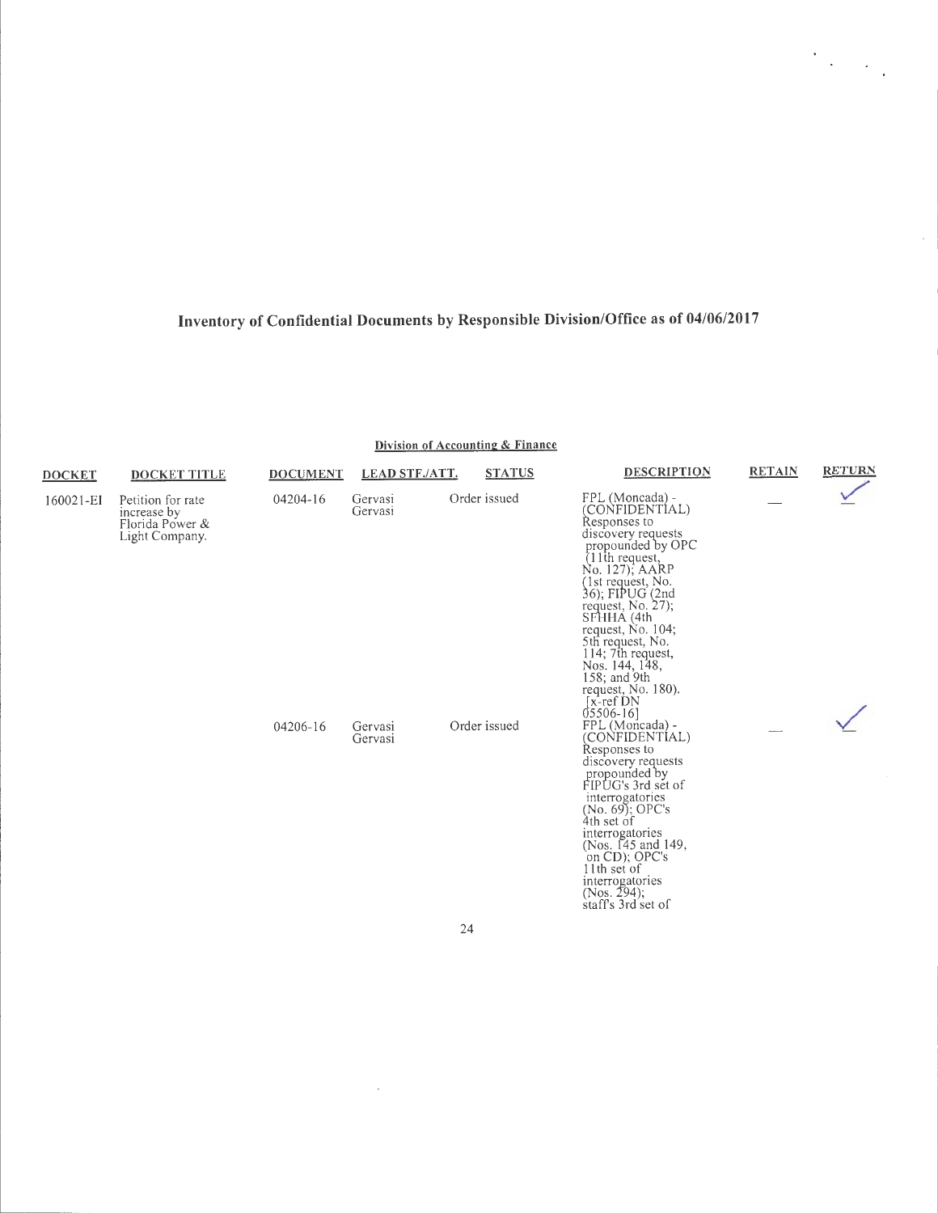# Inventory of Confidential Documents by Responsible Division/Office as of 04/06/2017

## Division of Accounting & Finance

| DOCKET | DOCKET TITLE | DOCUMENT | LEAD STF./ATT. | STATUS | DESCRIPTION | RETAIN | RETURN |
|---|---|---|---|---|---|---|---|
| 160021-EI | Petition for rate increase by Florida Power & Light Company. | 04204-16 | Gervasi Gervasi | Order issued | FPL (Moncada) - (CONFIDENTIAL) Responses to discovery requests propounded by OPC (11th request, No. 127); AARP (1st request, No. 36); FIPUG (2nd request, No. 27); SFHHA (4th request, No. 104; 5th request, No. 114; 7th request, Nos. 144, 148, 158; and 9th request, No. 180). [x-ref DN 05506-16] | — | ✓ |
| | | 04206-16 | Gervasi Gervasi | Order issued | FPL (Moncada) - (CONFIDENTIAL) Responses to discovery requests propounded by FIPUG's 3rd set of interrogatories (No. 69); OPC's 4th set of interrogatories (Nos. 145 and 149, on CD); OPC's 11th set of interrogatories (Nos. 294); staff's 3rd set of | — | ✓ |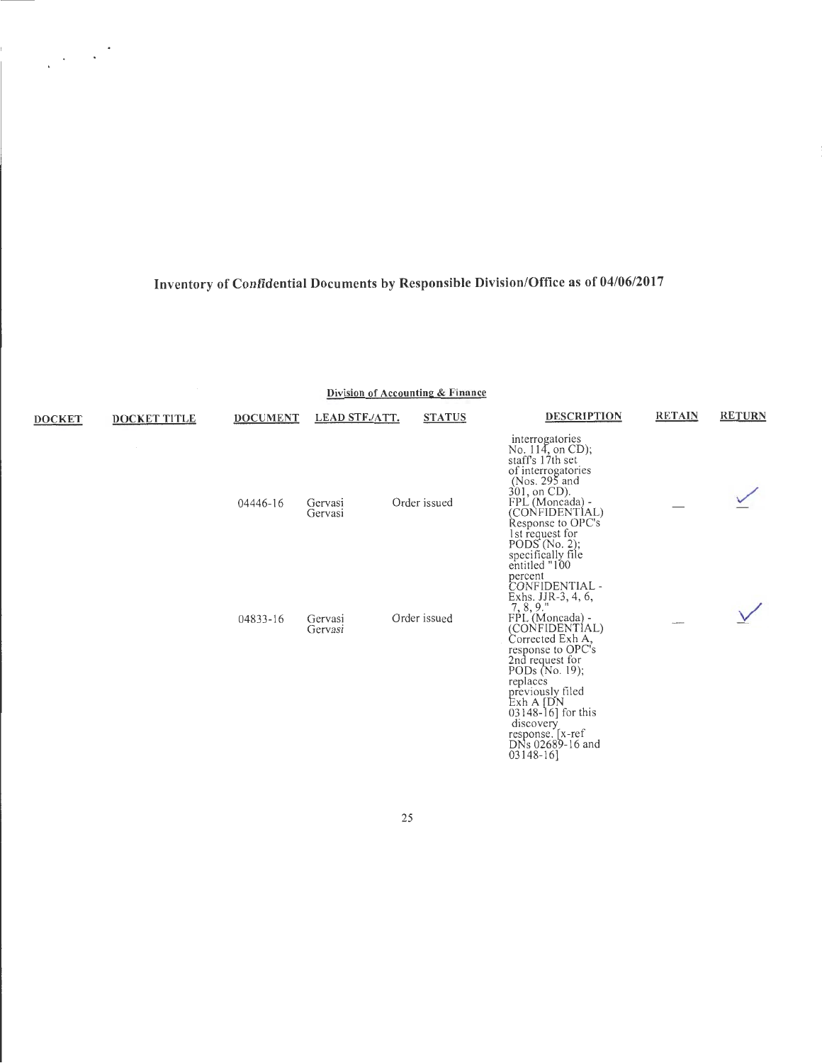# Inventory of Confidential Documents by Responsible Division/Office as of 04/06/2017

## Division of Accounting & Finance

| DOCKET | DOCKET TITLE | DOCUMENT | LEAD STF./ATT. | STATUS | DESCRIPTION | RETAIN | RETURN |
|---|---|---|---|---|---|---|---|
| | | | | | interrogatories No. 114, on CD); staff's 17th set of interrogatories (Nos. 295 and 301, on CD). | | |
| | | 04446-16 | Gervasi Gervasi | Order issued | FPL (Moncada) - (CONFIDENTIAL) Response to OPC's 1st request for PODS (No. 2); specifically file entitled "100 percent CONFIDENTIAL - Exhs. JJR-3, 4, 6, 7, 8, 9." | — | ✓ |
| | | 04833-16 | Gervasi Gervasi | Order issued | FPL (Moncada) - (CONFIDENTIAL) Corrected Exh A, response to OPC's 2nd request for PODs (No. 19); replaces previously filed Exh A [DN 03148-16] for this discovery response. [x-ref DNs 02689-16 and 03148-16] | — | ✓ |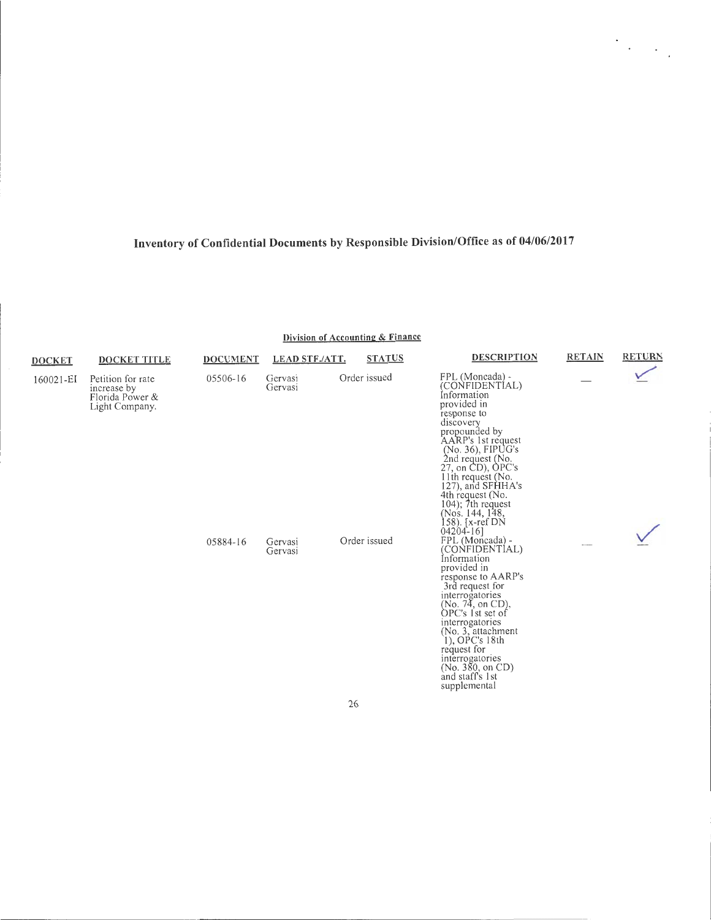# Inventory of Confidential Documents by Responsible Division/Office as of 04/06/2017

## Division of Accounting & Finance

| DOCKET | DOCKET TITLE | DOCUMENT | LEAD STF./ATT. | STATUS | DESCRIPTION | RETAIN | RETURN |
|---|---|---|---|---|---|---|---|
| 160021-EI | Petition for rate increase by Florida Power & Light Company. | 05506-16 | Gervasi Gervasi | Order issued | FPL (Moncada) - (CONFIDENTIAL) Information provided in response to discovery propounded by AARP's 1st request (No. 36), FIPUG's 2nd request (No. 27, on CD), OPC's 11th request (No. 127), and SFHHA's 4th request (No. 104); 7th request (Nos. 144, 148, 158). [x-ref DN 04204-16] | — | ✓ |
| | | 05884-16 | Gervasi Gervasi | Order issued | FPL (Moncada) - (CONFIDENTIAL) Information provided in response to AARP's 3rd request for interrogatories (No. 74, on CD), OPC's 1st set of interrogatories (No. 3, attachment 1), OPC's 18th request for interrogatories (No. 380, on CD) and staff's 1st supplemental | — | ✓ |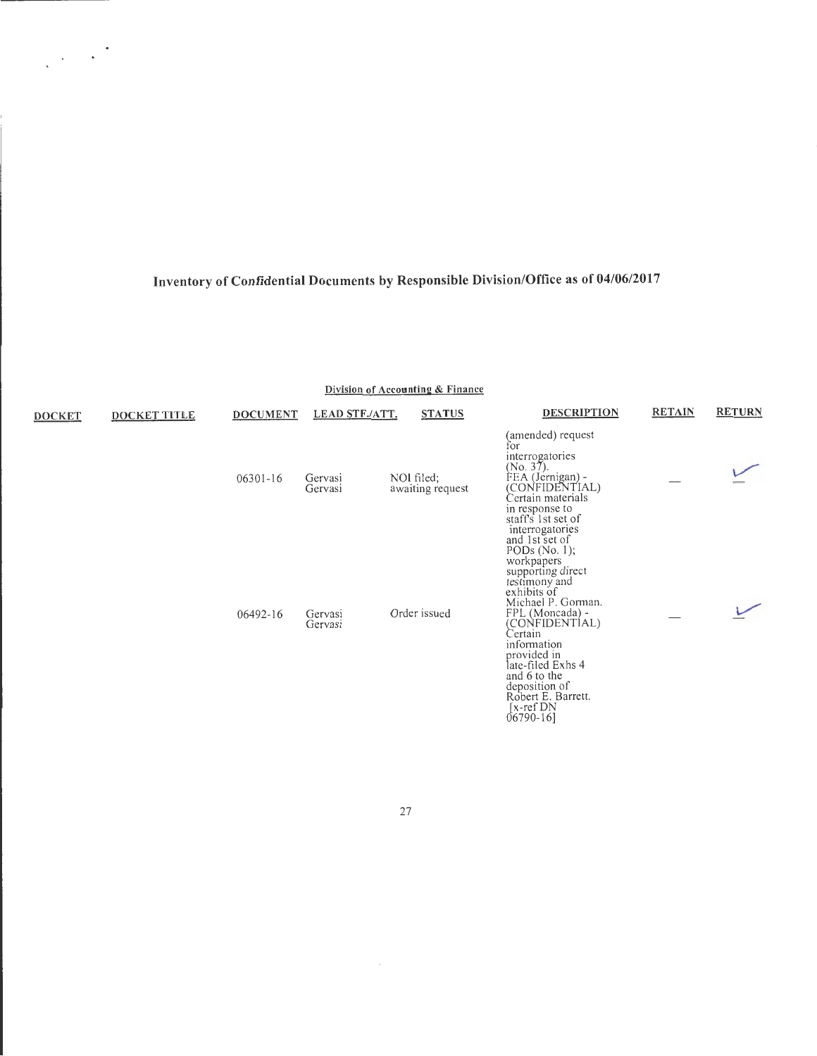# Inventory of Confidential Documents by Responsible Division/Office as of 04/06/2017

## Division of Accounting & Finance

| DOCKET | DOCKET TITLE | DOCUMENT | LEAD STF./ATT. | STATUS | DESCRIPTION | RETAIN | RETURN |
|---|---|---|---|---|---|---|---|
| | | | | | (amended) request for interrogatories (No. 37). | | |
| | | 06301-16 | Gervasi Gervasi | NOI filed; awaiting request | FEA (Jernigan) - (CONFIDENTIAL) Certain materials in response to staff's 1st set of interrogatories and 1st set of PODs (No. 1); workpapers supporting direct testimony and exhibits of Michael P. Gorman. | — | ✓ |
| | | 06492-16 | Gervasi Gervasi | Order issued | FPL (Moncada) - (CONFIDENTIAL) Certain information provided in late-filed Exhs 4 and 6 to the deposition of Robert E. Barrett. [x-ref DN 06790-16] | — | ✓ |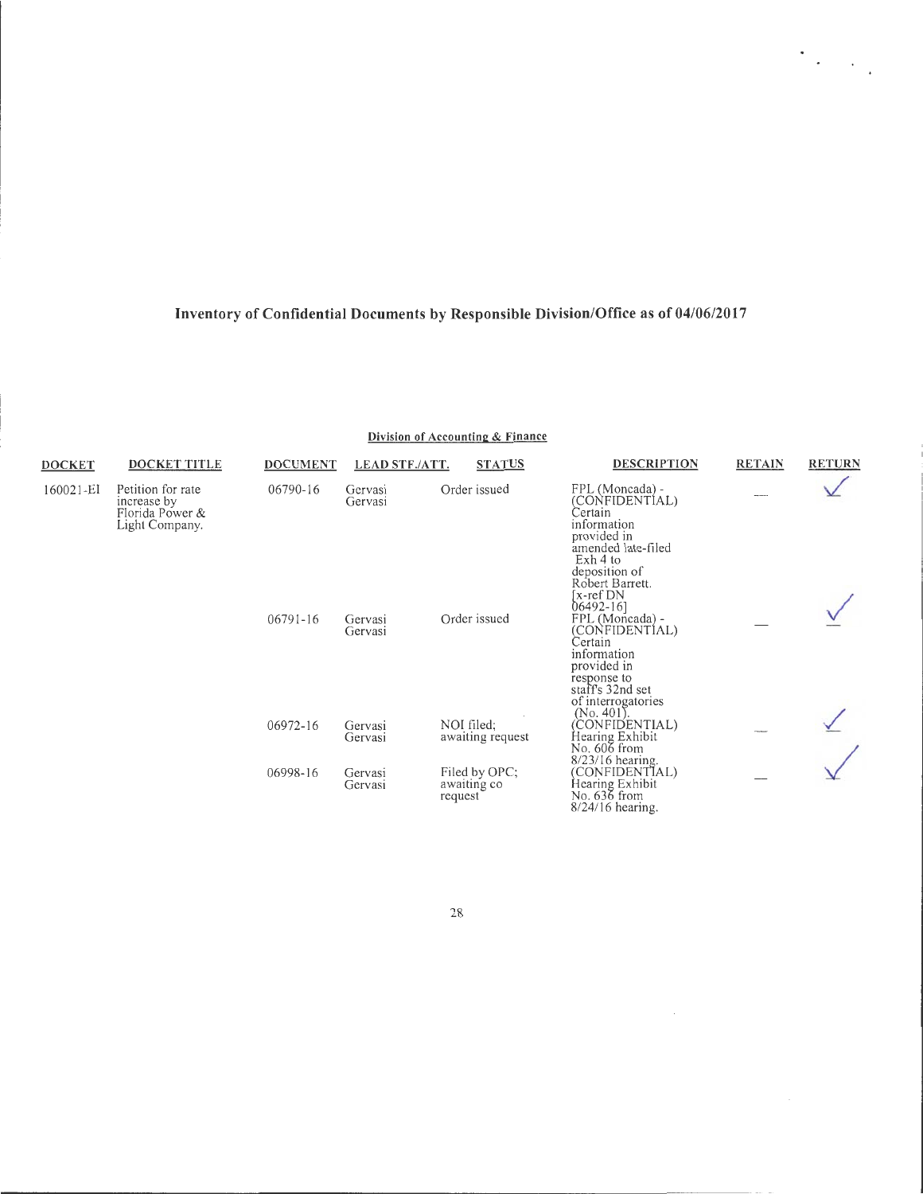# Inventory of Confidential Documents by Responsible Division/Office as of 04/06/2017

## Division of Accounting & Finance

| DOCKET | DOCKET TITLE | DOCUMENT | LEAD STF./ATT. | STATUS | DESCRIPTION | RETAIN | RETURN |
|---|---|---|---|---|---|---|---|
| 160021-EI | Petition for rate increase by Florida Power & Light Company. | 06790-16 | Gervasi Gervasi | Order issued | FPL (Moncada) - (CONFIDENTIAL) Certain information provided in amended late-filed Exh 4 to deposition of Robert Barrett. [x-ref DN 06492-16] | — | ✓ |
| | | 06791-16 | Gervasi Gervasi | Order issued | FPL (Moncada) - (CONFIDENTIAL) Certain information provided in response to staff's 32nd set of interrogatories (No. 401). | — | ✓ |
| | | 06972-16 | Gervasi Gervasi | NOI filed; awaiting request | (CONFIDENTIAL) Hearing Exhibit No. 606 from 8/23/16 hearing. | — | ✓ |
| | | 06998-16 | Gervasi Gervasi | Filed by OPC; awaiting co request | (CONFIDENTIAL) Hearing Exhibit No. 636 from 8/24/16 hearing. | — | ✓ |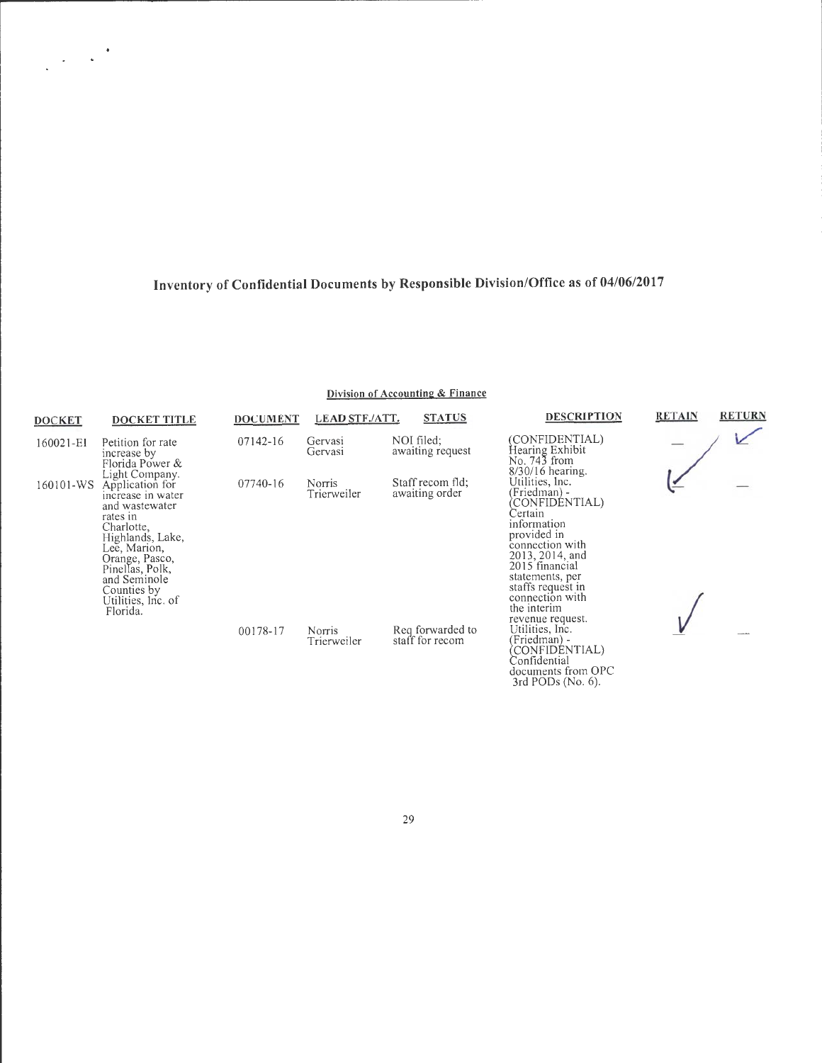# Inventory of Confidential Documents by Responsible Division/Office as of 04/06/2017

## Division of Accounting & Finance

| DOCKET | DOCKET TITLE | DOCUMENT | LEAD STF./ATT. | STATUS | DESCRIPTION | RETAIN | RETURN |
|---|---|---|---|---|---|---|---|
| 160021-EI | Petition for rate increase by Florida Power & Light Company. | 07142-16 | Gervasi Gervasi | NOI filed; awaiting request | (CONFIDENTIAL) Hearing Exhibit No. 743 from 8/30/16 hearing. | — | ✓ |
| 160101-WS | Application for increase in water and wastewater rates in Charlotte, Highlands, Lake, Lee, Marion, Orange, Pasco, Pinellas, Polk, and Seminole Counties by Utilities, Inc. of Florida. | 07740-16 | Norris Trierweiler | Staff recom fld; awaiting order | Utilities, Inc. (Friedman) - (CONFIDENTIAL) Certain information provided in connection with 2013, 2014, and 2015 financial statements, per staffs request in connection with the interim revenue request. | ✓ | — |
| | | 00178-17 | Norris Trierweiler | Req forwarded to staff for recom | Utilities, Inc. (Friedman) - (CONFIDENTIAL) Confidential documents from OPC 3rd PODs (No. 6). | ✓ | — |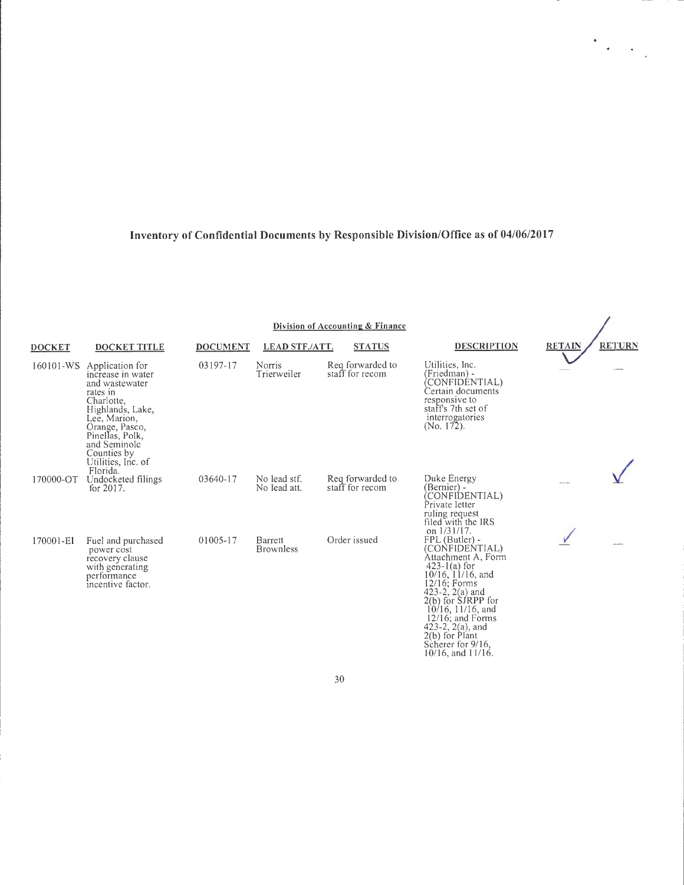# Inventory of Confidential Documents by Responsible Division/Office as of 04/06/2017

## Division of Accounting & Finance

| DOCKET | DOCKET TITLE | DOCUMENT | LEAD STF./ATT. | STATUS | DESCRIPTION | RETAIN | RETURN |
|---|---|---|---|---|---|---|---|
| 160101-WS | Application for increase in water and wastewater rates in Charlotte, Highlands, Lake, Lee, Marion, Orange, Pasco, Pinellas, Polk, and Seminole Counties by Utilities, Inc. of Florida. | 03197-17 | Norris Trierweiler | Req forwarded to staff for recom | Utilities, Inc. (Friedman) - (CONFIDENTIAL) Certain documents responsive to staff's 7th set of interrogatories (No. 172). | ✓ | |
| 170000-OT | Undocketed filings for 2017. | 03640-17 | No lead stf. No lead att. | Req forwarded to staff for recom | Duke Energy (Bernier) - (CONFIDENTIAL) Private letter ruling request filed with the IRS on 1/31/17. | | ✓ |
| 170001-EI | Fuel and purchased power cost recovery clause with generating performance incentive factor. | 01005-17 | Barrett Brownless | Order issued | FPL (Butler) - (CONFIDENTIAL) Attachment A, Form 423-1(a) for 10/16, 11/16, and 12/16; Forms 423-2, 2(a) and 2(b) for SJRPP for 10/16, 11/16, and 12/16; and Forms 423-2, 2(a), and 2(b) for Plant Scherer for 9/16, 10/16, and 11/16. | ✓ | |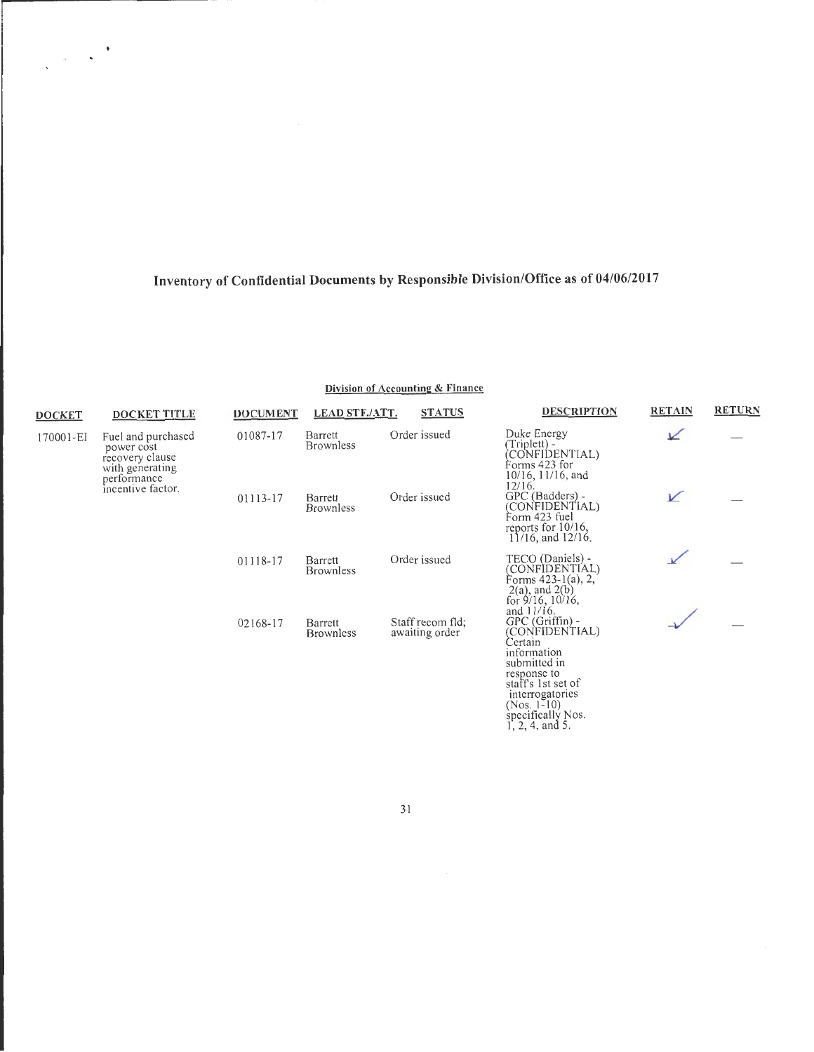# Inventory of Confidential Documents by Responsible Division/Office as of 04/06/2017

## Division of Accounting & Finance

| DOCKET | DOCKET TITLE | DOCUMENT | LEAD STF./ATT. | STATUS | DESCRIPTION | RETAIN | RETURN |
|---|---|---|---|---|---|---|---|
| 170001-EI | Fuel and purchased power cost recovery clause with generating performance incentive factor. | 01087-17 | Barrett Brownless | Order issued | Duke Energy (Triplett) - (CONFIDENTIAL) Forms 423 for 10/16, 11/16, and 12/16. | ✓ | — |
| | | 01113-17 | Barrett Brownless | Order issued | GPC (Badders) - (CONFIDENTIAL) Form 423 fuel reports for 10/16, 11/16, and 12/16. | ✓ | — |
| | | 01118-17 | Barrett Brownless | Order issued | TECO (Daniels) - (CONFIDENTIAL) Forms 423-1(a), 2, 2(a), and 2(b) for 9/16, 10/16, and 11/16. | ✓ | — |
| | | 02168-17 | Barrett Brownless | Staff recom fld; awaiting order | GPC (Griffin) - (CONFIDENTIAL) Certain information submitted in response to staff's 1st set of interrogatories (Nos. 1-10) specifically Nos. 1, 2, 4, and 5. | ✓ | — |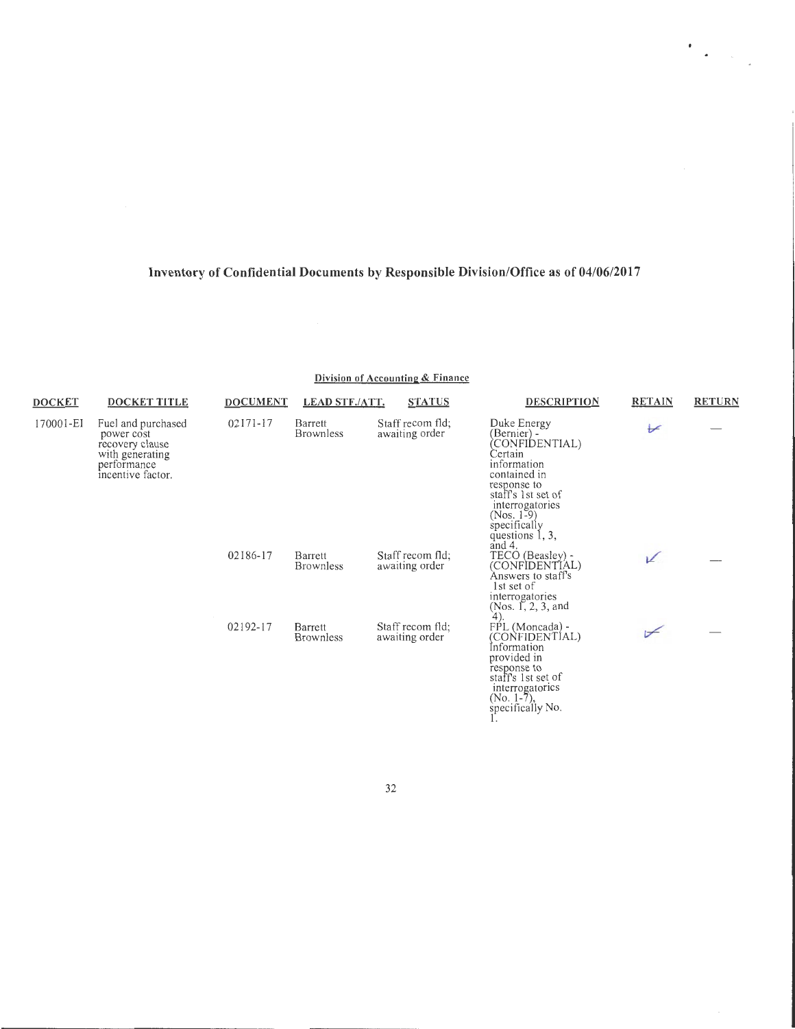# Inventory of Confidential Documents by Responsible Division/Office as of 04/06/2017

## Division of Accounting & Finance

| DOCKET | DOCKET TITLE | DOCUMENT | LEAD STF./ATT. | STATUS | DESCRIPTION | RETAIN | RETURN |
|---|---|---|---|---|---|---|---|
| 170001-EI | Fuel and purchased power cost recovery clause with generating performance incentive factor. | 02171-17 | Barrett Brownless | Staff recom fld; awaiting order | Duke Energy (Bernier) - (CONFIDENTIAL) Certain information contained in response to staff's 1st set of interrogatories (Nos. 1-9) specifically questions 1, 3, and 4. | ✓ | — |
| | | 02186-17 | Barrett Brownless | Staff recom fld; awaiting order | TECO (Beasley) - (CONFIDENTIAL) Answers to staff's 1st set of interrogatories (Nos. 1, 2, 3, and 4). | ✓ | — |
| | | 02192-17 | Barrett Brownless | Staff recom fld; awaiting order | FPL (Moncada) - (CONFIDENTIAL) Information provided in response to staff's 1st set of interrogatories (No. 1-7), specifically No. 1. | ✓ | — |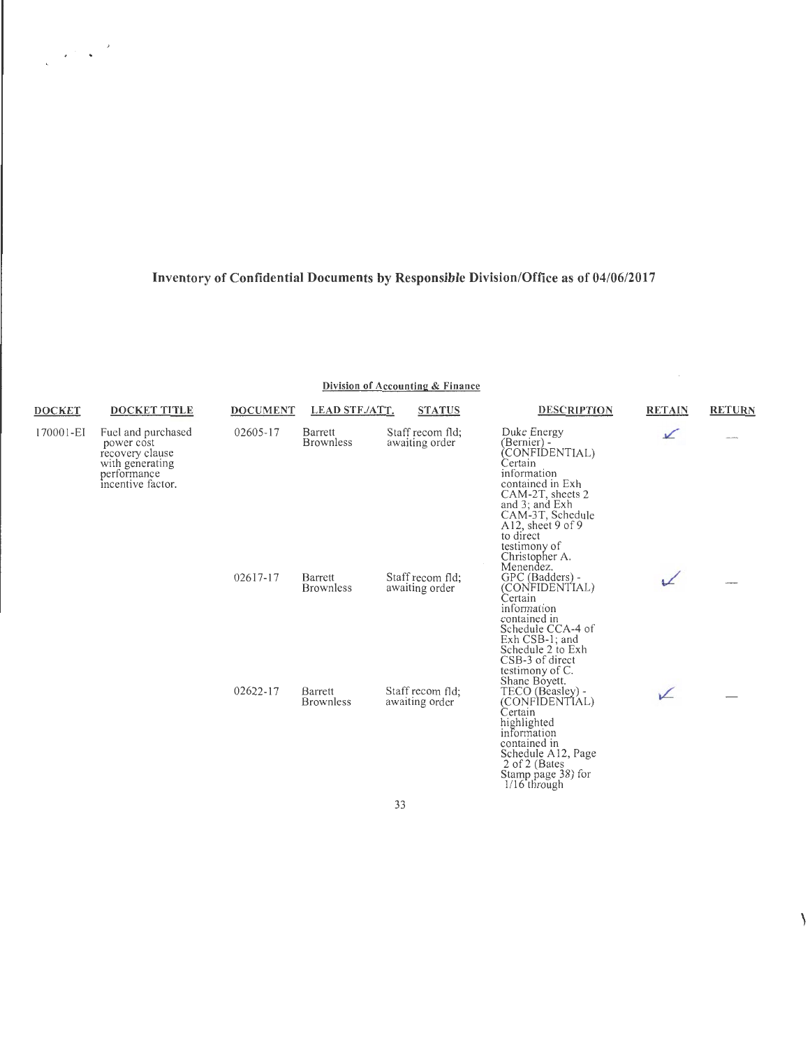# Inventory of Confidential Documents by Responsible Division/Office as of 04/06/2017

## Division of Accounting & Finance

| DOCKET | DOCKET TITLE | DOCUMENT | LEAD STF./ATT. | STATUS | DESCRIPTION | RETAIN | RETURN |
|---|---|---|---|---|---|---|---|
| 170001-EI | Fuel and purchased power cost recovery clause with generating performance incentive factor. | 02605-17 | Barrett Brownless | Staff recom fld; awaiting order | Duke Energy (Bernier) - (CONFIDENTIAL) Certain information contained in Exh CAM-2T, sheets 2 and 3; and Exh CAM-3T, Schedule A12, sheet 9 of 9 to direct testimony of Christopher A. Menendez. | ✓ | — |
| | | 02617-17 | Barrett Brownless | Staff recom fld; awaiting order | GPC (Badders) - (CONFIDENTIAL) Certain information contained in Schedule CCA-4 of Exh CSB-1; and Schedule 2 to Exh CSB-3 of direct testimony of C. Shane Boyett. | ✓ | — |
| | | 02622-17 | Barrett Brownless | Staff recom fld; awaiting order | TECO (Beasley) - (CONFIDENTIAL) Certain highlighted information contained in Schedule A12, Page 2 of 2 (Bates Stamp page 38) for 1/16 through | ✓ | — |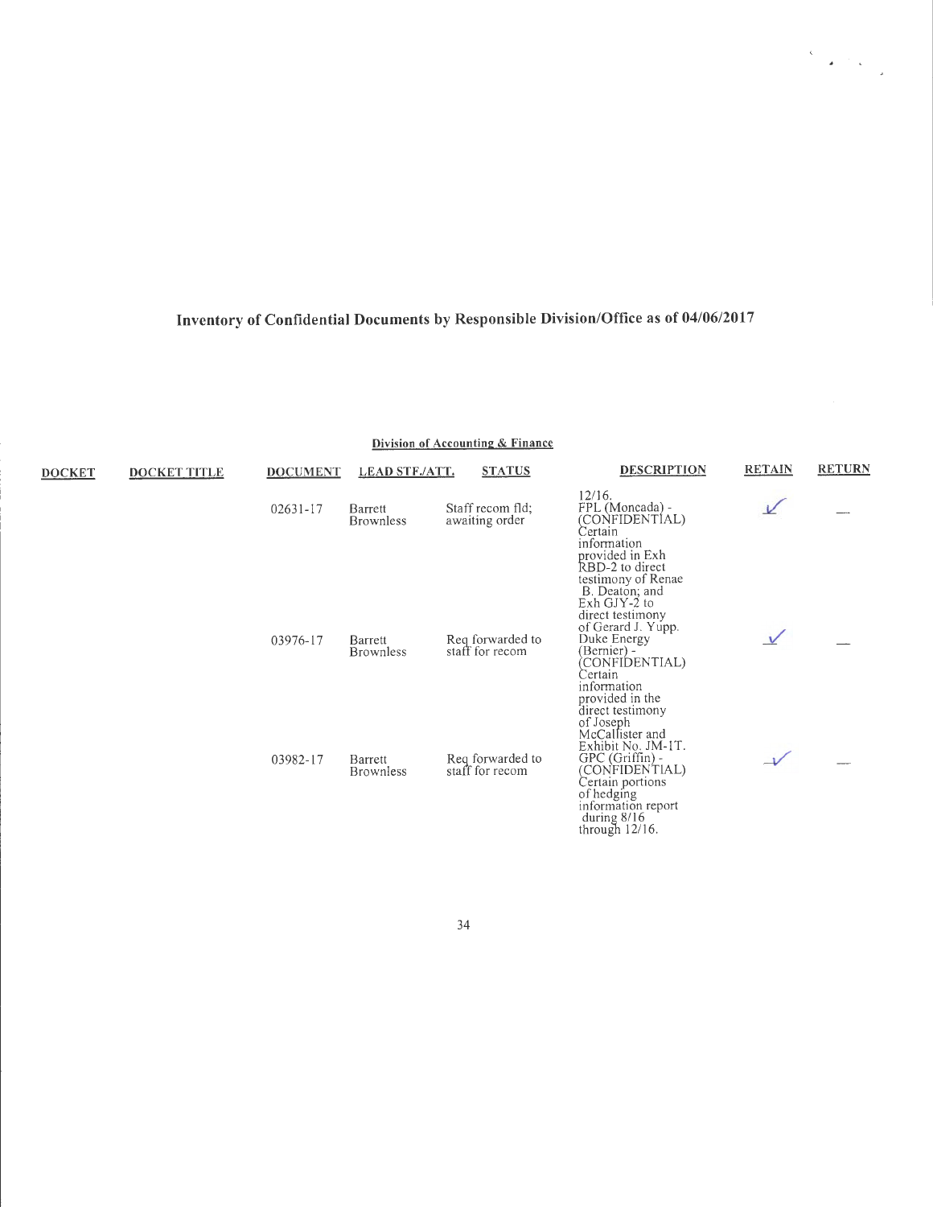# Inventory of Confidential Documents by Responsible Division/Office as of 04/06/2017

## Division of Accounting & Finance

| DOCKET | DOCKET TITLE | DOCUMENT | LEAD STF./ATT. | STATUS | DESCRIPTION | RETAIN | RETURN |
|---|---|---|---|---|---|---|---|
| | | | | | 12/16. | | |
| | | 02631-17 | Barrett Brownless | Staff recom fld; awaiting order | FPL (Moncada) - (CONFIDENTIAL) Certain information provided in Exh RBD-2 to direct testimony of Renae B. Deaton; and Exh GJY-2 to direct testimony of Gerard J. Yupp. | ✓ | — |
| | | 03976-17 | Barrett Brownless | Req forwarded to staff for recom | Duke Energy (Bernier) - (CONFIDENTIAL) Certain information provided in the direct testimony of Joseph McCallister and Exhibit No. JM-1T. | ✓ | — |
| | | 03982-17 | Barrett Brownless | Req forwarded to staff for recom | GPC (Griffin) - (CONFIDENTIAL) Certain portions of hedging information report during 8/16 through 12/16. | ✓ | — |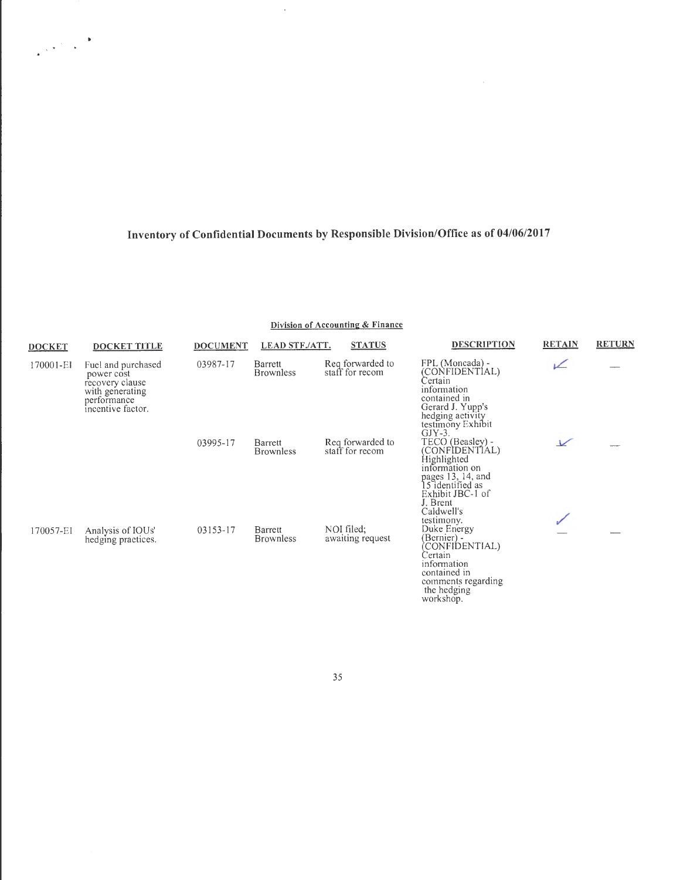# Inventory of Confidential Documents by Responsible Division/Office as of 04/06/2017

## Division of Accounting & Finance

| DOCKET | DOCKET TITLE | DOCUMENT | LEAD STF./ATT. | STATUS | DESCRIPTION | RETAIN | RETURN |
|---|---|---|---|---|---|---|---|
| 170001-EI | Fuel and purchased power cost recovery clause with generating performance incentive factor. | 03987-17 | Barrett Brownless | Req forwarded to staff for recom | FPL (Moncada) - (CONFIDENTIAL) Certain information contained in Gerard J. Yupp's hedging activity testimony Exhibit GJY-3. | ✓ | — |
| | | 03995-17 | Barrett Brownless | Req forwarded to staff for recom | TECO (Beasley) - (CONFIDENTIAL) Highlighted information on pages 13, 14, and 15 identified as Exhibit JBC-1 of J. Brent Caldwell's testimony. | ✓ | — |
| 170057-EI | Analysis of IOUs' hedging practices. | 03153-17 | Barrett Brownless | NOI filed; awaiting request | Duke Energy (Bernier) - (CONFIDENTIAL) Certain information contained in comments regarding the hedging workshop. | ✓ | — |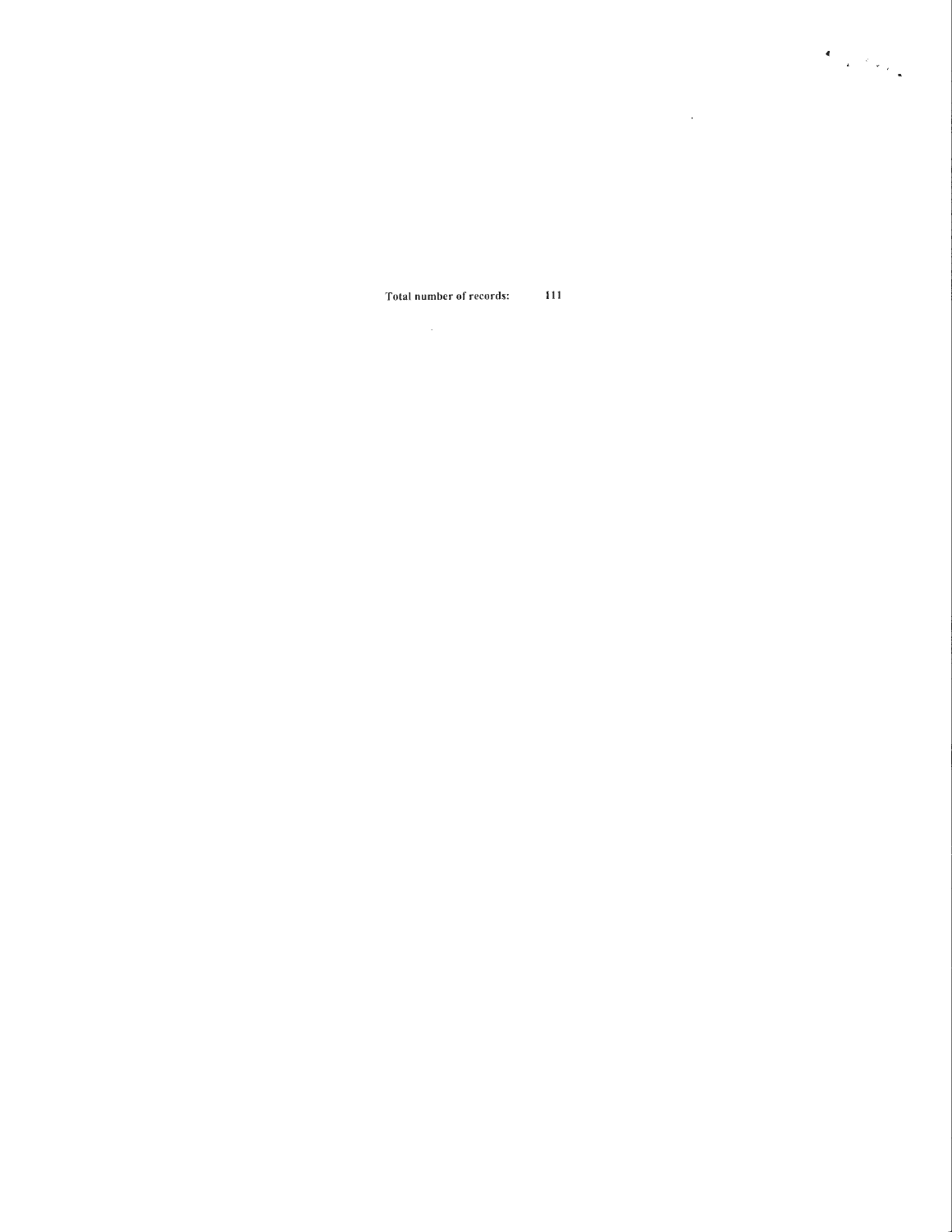Total number of records: 111